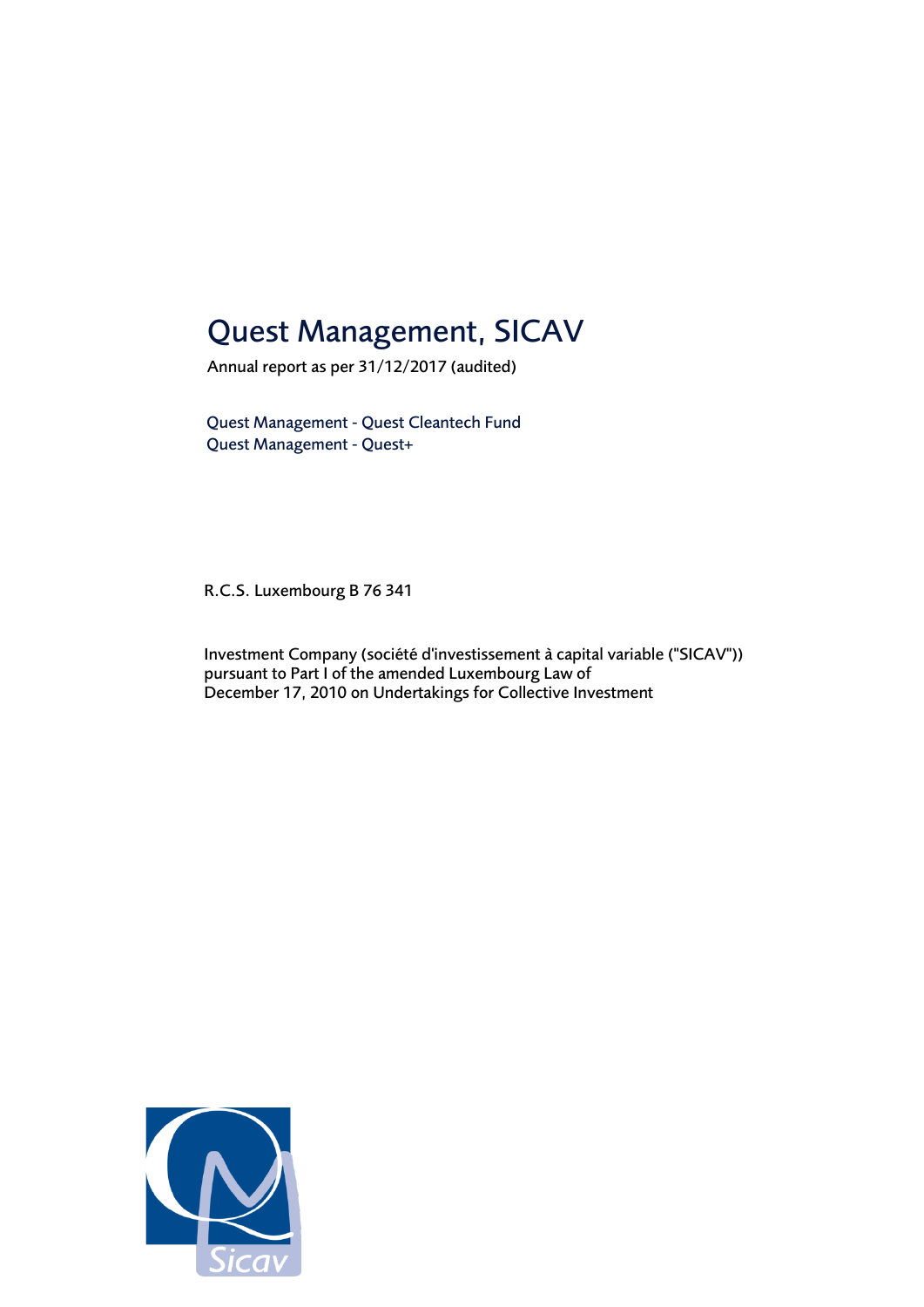# Quest Management, SICAV

Annual report as per 31/12/2017 (audited)

Quest Management - Quest Cleantech Fund
Quest Management - Quest+

R.C.S. Luxembourg B 76 341

Investment Company (société d'investissement à capital variable ("SICAV"))
pursuant to Part I of the amended Luxembourg Law of
December 17, 2010 on Undertakings for Collective Investment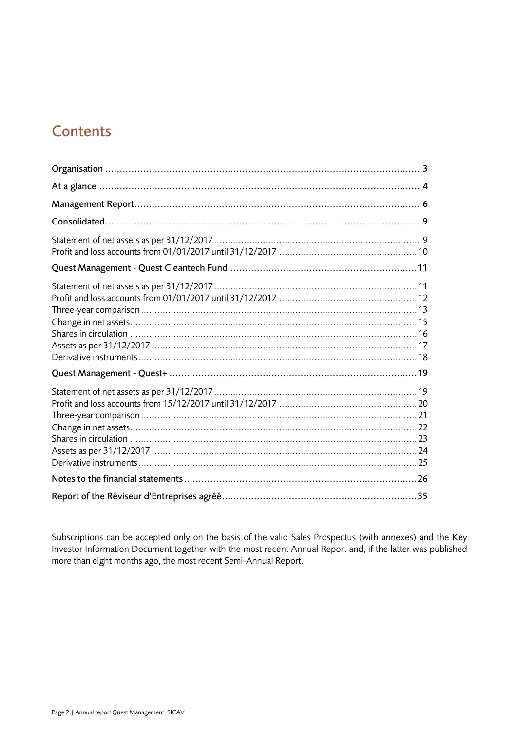# Contents

| | |
|---|---|
| **Organisation** | **3** |
| **At a glance** | **4** |
| **Management Report** | **6** |
| **Consolidated** | **9** |
| Statement of net assets as per 31/12/2017 | 9 |
| Profit and loss accounts from 01/01/2017 until 31/12/2017 | 10 |
| **Quest Management - Quest Cleantech Fund** | **11** |
| Statement of net assets as per 31/12/2017 | 11 |
| Profit and loss accounts from 01/01/2017 until 31/12/2017 | 12 |
| Three-year comparison | 13 |
| Change in net assets | 15 |
| Shares in circulation | 16 |
| Assets as per 31/12/2017 | 17 |
| Derivative instruments | 18 |
| **Quest Management - Quest+** | **19** |
| Statement of net assets as per 31/12/2017 | 19 |
| Profit and loss accounts from 15/12/2017 until 31/12/2017 | 20 |
| Three-year comparison | 21 |
| Change in net assets | 22 |
| Shares in circulation | 23 |
| Assets as per 31/12/2017 | 24 |
| Derivative instruments | 25 |
| **Notes to the financial statements** | **26** |
| **Report of the Réviseur d'Entreprises agréé** | **35** |

Subscriptions can be accepted only on the basis of the valid Sales Prospectus (with annexes) and the Key Investor Information Document together with the most recent Annual Report and, if the latter was published more than eight months ago, the most recent Semi-Annual Report.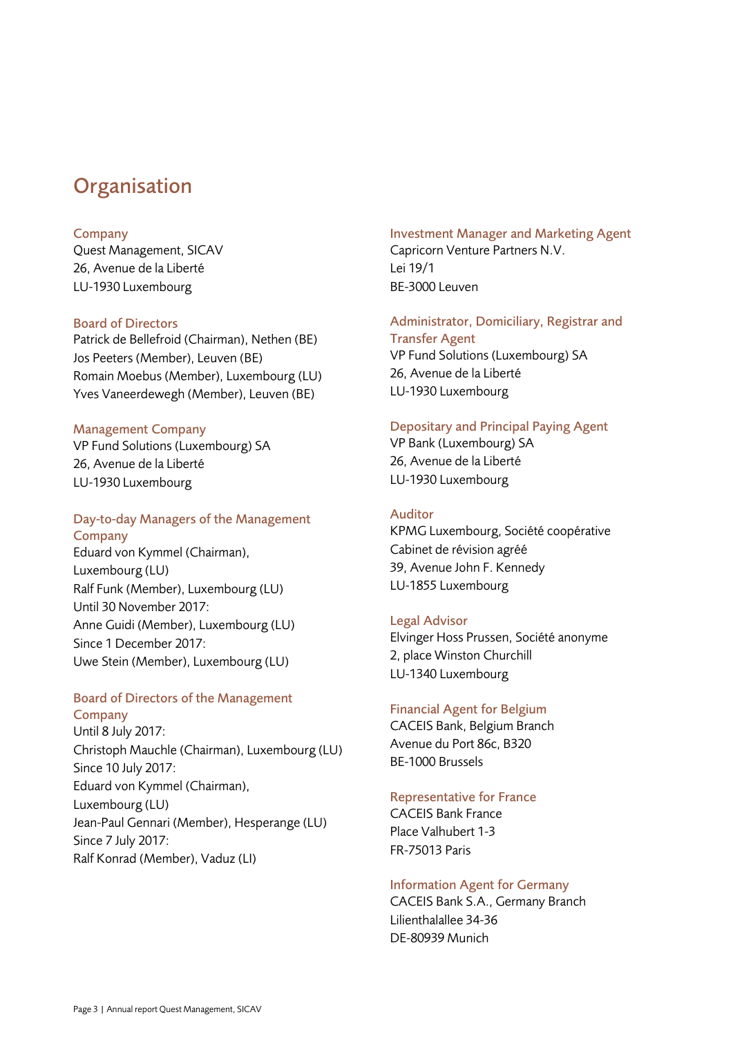# Organisation

### Company

Quest Management, SICAV
26, Avenue de la Liberté
LU-1930 Luxembourg

### Board of Directors

Patrick de Bellefroid (Chairman), Nethen (BE)
Jos Peeters (Member), Leuven (BE)
Romain Moebus (Member), Luxembourg (LU)
Yves Vaneerdewegh (Member), Leuven (BE)

### Management Company

VP Fund Solutions (Luxembourg) SA
26, Avenue de la Liberté
LU-1930 Luxembourg

### Day-to-day Managers of the Management Company

Eduard von Kymmel (Chairman), Luxembourg (LU)
Ralf Funk (Member), Luxembourg (LU)
Until 30 November 2017:
Anne Guidi (Member), Luxembourg (LU)
Since 1 December 2017:
Uwe Stein (Member), Luxembourg (LU)

### Board of Directors of the Management Company

Until 8 July 2017:
Christoph Mauchle (Chairman), Luxembourg (LU)
Since 10 July 2017:
Eduard von Kymmel (Chairman), Luxembourg (LU)
Jean-Paul Gennari (Member), Hesperange (LU)
Since 7 July 2017:
Ralf Konrad (Member), Vaduz (LI)

### Investment Manager and Marketing Agent

Capricorn Venture Partners N.V.
Lei 19/1
BE-3000 Leuven

### Administrator, Domiciliary, Registrar and Transfer Agent

VP Fund Solutions (Luxembourg) SA
26, Avenue de la Liberté
LU-1930 Luxembourg

### Depositary and Principal Paying Agent

VP Bank (Luxembourg) SA
26, Avenue de la Liberté
LU-1930 Luxembourg

### Auditor

KPMG Luxembourg, Société coopérative
Cabinet de révision agréé
39, Avenue John F. Kennedy
LU-1855 Luxembourg

### Legal Advisor

Elvinger Hoss Prussen, Société anonyme
2, place Winston Churchill
LU-1340 Luxembourg

### Financial Agent for Belgium

CACEIS Bank, Belgium Branch
Avenue du Port 86c, B320
BE-1000 Brussels

### Representative for France

CACEIS Bank France
Place Valhubert 1-3
FR-75013 Paris

### Information Agent for Germany

CACEIS Bank S.A., Germany Branch
Lilienthalallee 34-36
DE-80939 Munich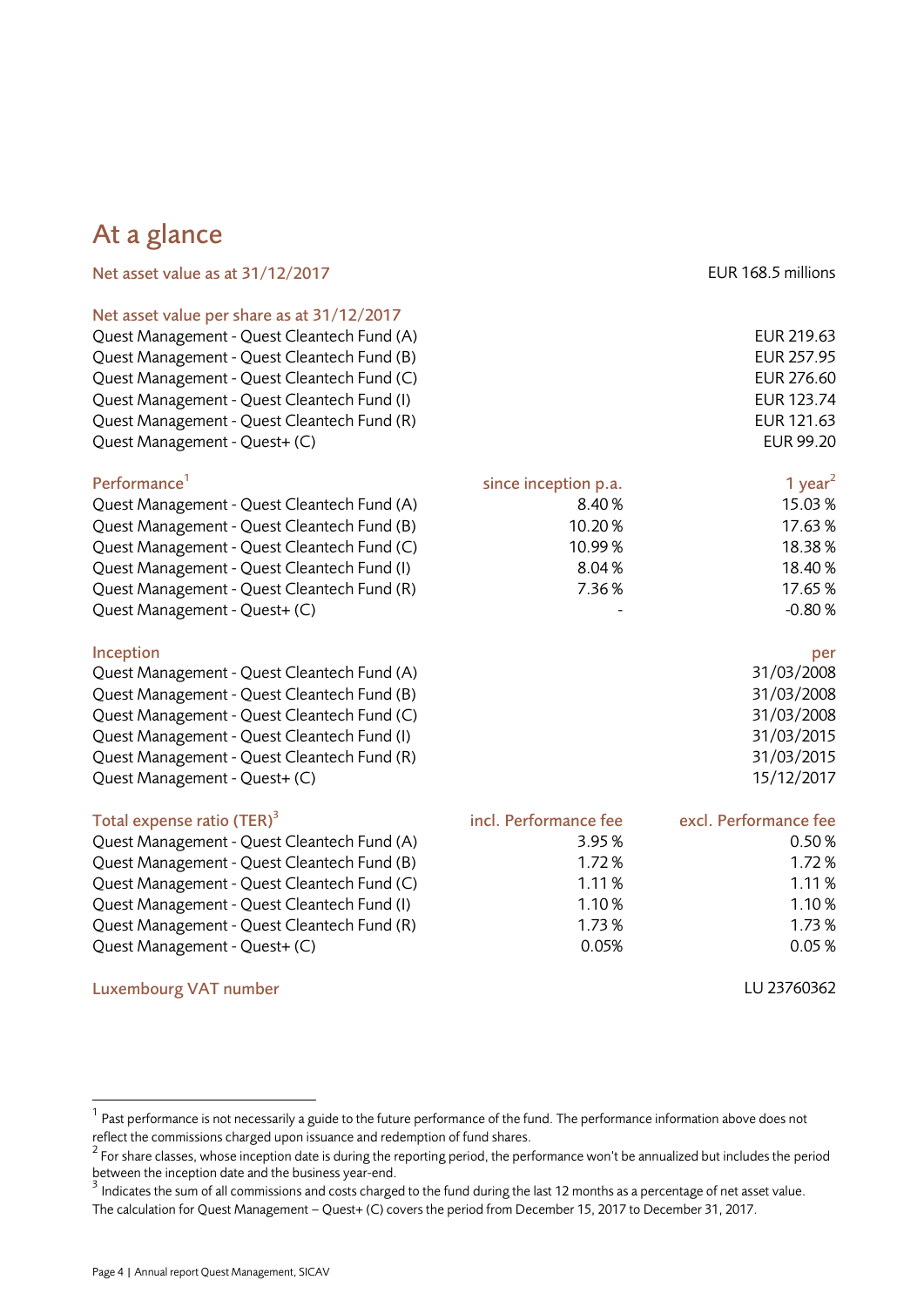# At a glance

| Net asset value as at 31/12/2017 | | EUR 168.5 millions |
|---|---|---|
| **Net asset value per share as at 31/12/2017** | | |
| Quest Management - Quest Cleantech Fund (A) | | EUR 219.63 |
| Quest Management - Quest Cleantech Fund (B) | | EUR 257.95 |
| Quest Management - Quest Cleantech Fund (C) | | EUR 276.60 |
| Quest Management - Quest Cleantech Fund (I) | | EUR 123.74 |
| Quest Management - Quest Cleantech Fund (R) | | EUR 121.63 |
| Quest Management - Quest+ (C) | | EUR 99.20 |
| **Performance[1]** | **since inception p.a.** | **1 year[2]** |
| Quest Management - Quest Cleantech Fund (A) | 8.40 % | 15.03 % |
| Quest Management - Quest Cleantech Fund (B) | 10.20 % | 17.63 % |
| Quest Management - Quest Cleantech Fund (C) | 10.99 % | 18.38 % |
| Quest Management - Quest Cleantech Fund (I) | 8.04 % | 18.40 % |
| Quest Management - Quest Cleantech Fund (R) | 7.36 % | 17.65 % |
| Quest Management - Quest+ (C) | - | -0.80 % |
| **Inception** | | **per** |
| Quest Management - Quest Cleantech Fund (A) | | 31/03/2008 |
| Quest Management - Quest Cleantech Fund (B) | | 31/03/2008 |
| Quest Management - Quest Cleantech Fund (C) | | 31/03/2008 |
| Quest Management - Quest Cleantech Fund (I) | | 31/03/2015 |
| Quest Management - Quest Cleantech Fund (R) | | 31/03/2015 |
| Quest Management - Quest+ (C) | | 15/12/2017 |
| **Total expense ratio (TER)[3]** | **incl. Performance fee** | **excl. Performance fee** |
| Quest Management - Quest Cleantech Fund (A) | 3.95 % | 0.50 % |
| Quest Management - Quest Cleantech Fund (B) | 1.72 % | 1.72 % |
| Quest Management - Quest Cleantech Fund (C) | 1.11 % | 1.11 % |
| Quest Management - Quest Cleantech Fund (I) | 1.10 % | 1.10 % |
| Quest Management - Quest Cleantech Fund (R) | 1.73 % | 1.73 % |
| Quest Management - Quest+ (C) | 0.05% | 0.05 % |
| **Luxembourg VAT number** | | LU 23760362 |

[1] Past performance is not necessarily a guide to the future performance of the fund. The performance information above does not reflect the commissions charged upon issuance and redemption of fund shares.

[2] For share classes, whose inception date is during the reporting period, the performance won't be annualized but includes the period between the inception date and the business year-end.

[3] Indicates the sum of all commissions and costs charged to the fund during the last 12 months as a percentage of net asset value. The calculation for Quest Management – Quest+ (C) covers the period from December 15, 2017 to December 31, 2017.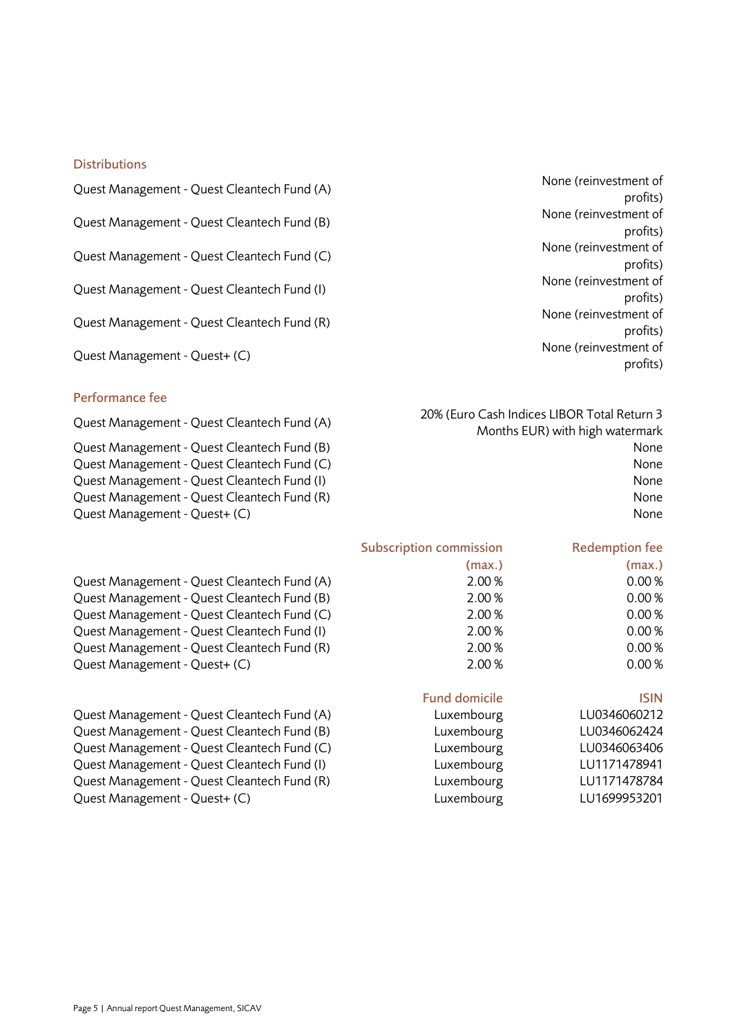### Distributions

| | |
|---|---|
| Quest Management - Quest Cleantech Fund (A) | None (reinvestment of profits) |
| Quest Management - Quest Cleantech Fund (B) | None (reinvestment of profits) |
| Quest Management - Quest Cleantech Fund (C) | None (reinvestment of profits) |
| Quest Management - Quest Cleantech Fund (I) | None (reinvestment of profits) |
| Quest Management - Quest Cleantech Fund (R) | None (reinvestment of profits) |
| Quest Management - Quest+ (C) | None (reinvestment of profits) |

### Performance fee

| | |
|---|---|
| Quest Management - Quest Cleantech Fund (A) | 20% (Euro Cash Indices LIBOR Total Return 3 Months EUR) with high watermark |
| Quest Management - Quest Cleantech Fund (B) | None |
| Quest Management - Quest Cleantech Fund (C) | None |
| Quest Management - Quest Cleantech Fund (I) | None |
| Quest Management - Quest Cleantech Fund (R) | None |
| Quest Management - Quest+ (C) | None |

| | Subscription commission (max.) | Redemption fee (max.) |
|---|---|---|
| Quest Management - Quest Cleantech Fund (A) | 2.00 % | 0.00 % |
| Quest Management - Quest Cleantech Fund (B) | 2.00 % | 0.00 % |
| Quest Management - Quest Cleantech Fund (C) | 2.00 % | 0.00 % |
| Quest Management - Quest Cleantech Fund (I) | 2.00 % | 0.00 % |
| Quest Management - Quest Cleantech Fund (R) | 2.00 % | 0.00 % |
| Quest Management - Quest+ (C) | 2.00 % | 0.00 % |

| | Fund domicile | ISIN |
|---|---|---|
| Quest Management - Quest Cleantech Fund (A) | Luxembourg | LU0346060212 |
| Quest Management - Quest Cleantech Fund (B) | Luxembourg | LU0346062424 |
| Quest Management - Quest Cleantech Fund (C) | Luxembourg | LU0346063406 |
| Quest Management - Quest Cleantech Fund (I) | Luxembourg | LU1171478941 |
| Quest Management - Quest Cleantech Fund (R) | Luxembourg | LU1171478784 |
| Quest Management - Quest+ (C) | Luxembourg | LU1699953201 |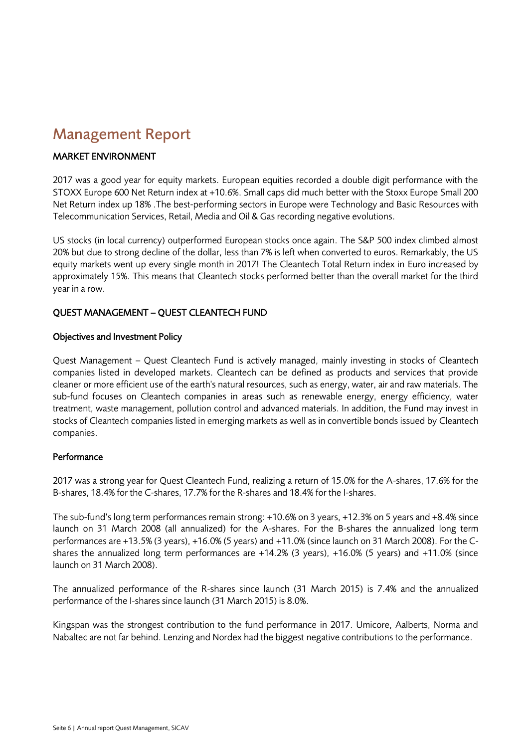# Management Report

## MARKET ENVIRONMENT

2017 was a good year for equity markets. European equities recorded a double digit performance with the STOXX Europe 600 Net Return index at +10.6%. Small caps did much better with the Stoxx Europe Small 200 Net Return index up 18% .The best-performing sectors in Europe were Technology and Basic Resources with Telecommunication Services, Retail, Media and Oil & Gas recording negative evolutions.

US stocks (in local currency) outperformed European stocks once again. The S&P 500 index climbed almost 20% but due to strong decline of the dollar, less than 7% is left when converted to euros. Remarkably, the US equity markets went up every single month in 2017! The Cleantech Total Return index in Euro increased by approximately 15%. This means that Cleantech stocks performed better than the overall market for the third year in a row.

## QUEST MANAGEMENT – QUEST CLEANTECH FUND

### Objectives and Investment Policy

Quest Management – Quest Cleantech Fund is actively managed, mainly investing in stocks of Cleantech companies listed in developed markets. Cleantech can be defined as products and services that provide cleaner or more efficient use of the earth's natural resources, such as energy, water, air and raw materials. The sub-fund focuses on Cleantech companies in areas such as renewable energy, energy efficiency, water treatment, waste management, pollution control and advanced materials. In addition, the Fund may invest in stocks of Cleantech companies listed in emerging markets as well as in convertible bonds issued by Cleantech companies.

### Performance

2017 was a strong year for Quest Cleantech Fund, realizing a return of 15.0% for the A-shares, 17.6% for the B-shares, 18.4% for the C-shares, 17.7% for the R-shares and 18.4% for the I-shares.

The sub-fund's long term performances remain strong: +10.6% on 3 years, +12.3% on 5 years and +8.4% since launch on 31 March 2008 (all annualized) for the A-shares. For the B-shares the annualized long term performances are +13.5% (3 years), +16.0% (5 years) and +11.0% (since launch on 31 March 2008). For the C-shares the annualized long term performances are +14.2% (3 years), +16.0% (5 years) and +11.0% (since launch on 31 March 2008).

The annualized performance of the R-shares since launch (31 March 2015) is 7.4% and the annualized performance of the I-shares since launch (31 March 2015) is 8.0%.

Kingspan was the strongest contribution to the fund performance in 2017. Umicore, Aalberts, Norma and Nabaltec are not far behind. Lenzing and Nordex had the biggest negative contributions to the performance.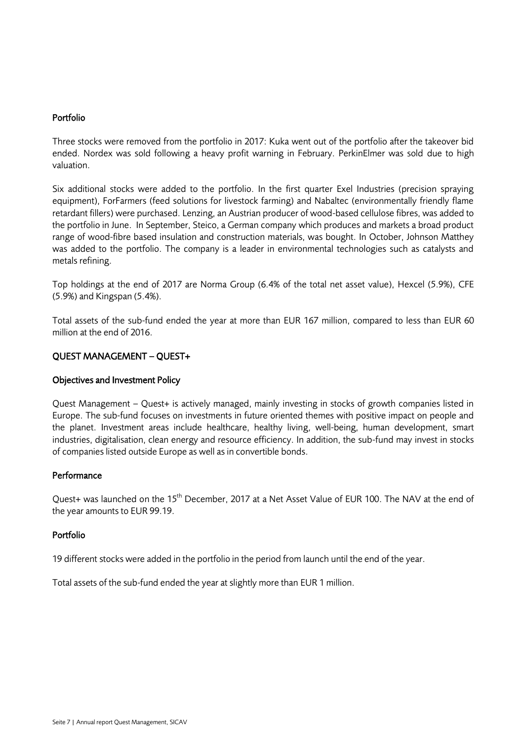### Portfolio

Three stocks were removed from the portfolio in 2017: Kuka went out of the portfolio after the takeover bid ended. Nordex was sold following a heavy profit warning in February. PerkinElmer was sold due to high valuation.

Six additional stocks were added to the portfolio. In the first quarter Exel Industries (precision spraying equipment), ForFarmers (feed solutions for livestock farming) and Nabaltec (environmentally friendly flame retardant fillers) were purchased. Lenzing, an Austrian producer of wood-based cellulose fibres, was added to the portfolio in June. In September, Steico, a German company which produces and markets a broad product range of wood-fibre based insulation and construction materials, was bought. In October, Johnson Matthey was added to the portfolio. The company is a leader in environmental technologies such as catalysts and metals refining.

Top holdings at the end of 2017 are Norma Group (6.4% of the total net asset value), Hexcel (5.9%), CFE (5.9%) and Kingspan (5.4%).

Total assets of the sub-fund ended the year at more than EUR 167 million, compared to less than EUR 60 million at the end of 2016.

## QUEST MANAGEMENT – QUEST+

### Objectives and Investment Policy

Quest Management – Quest+ is actively managed, mainly investing in stocks of growth companies listed in Europe. The sub-fund focuses on investments in future oriented themes with positive impact on people and the planet. Investment areas include healthcare, healthy living, well-being, human development, smart industries, digitalisation, clean energy and resource efficiency. In addition, the sub-fund may invest in stocks of companies listed outside Europe as well as in convertible bonds.

### Performance

Quest+ was launched on the 15th December, 2017 at a Net Asset Value of EUR 100. The NAV at the end of the year amounts to EUR 99.19.

### Portfolio

19 different stocks were added in the portfolio in the period from launch until the end of the year.

Total assets of the sub-fund ended the year at slightly more than EUR 1 million.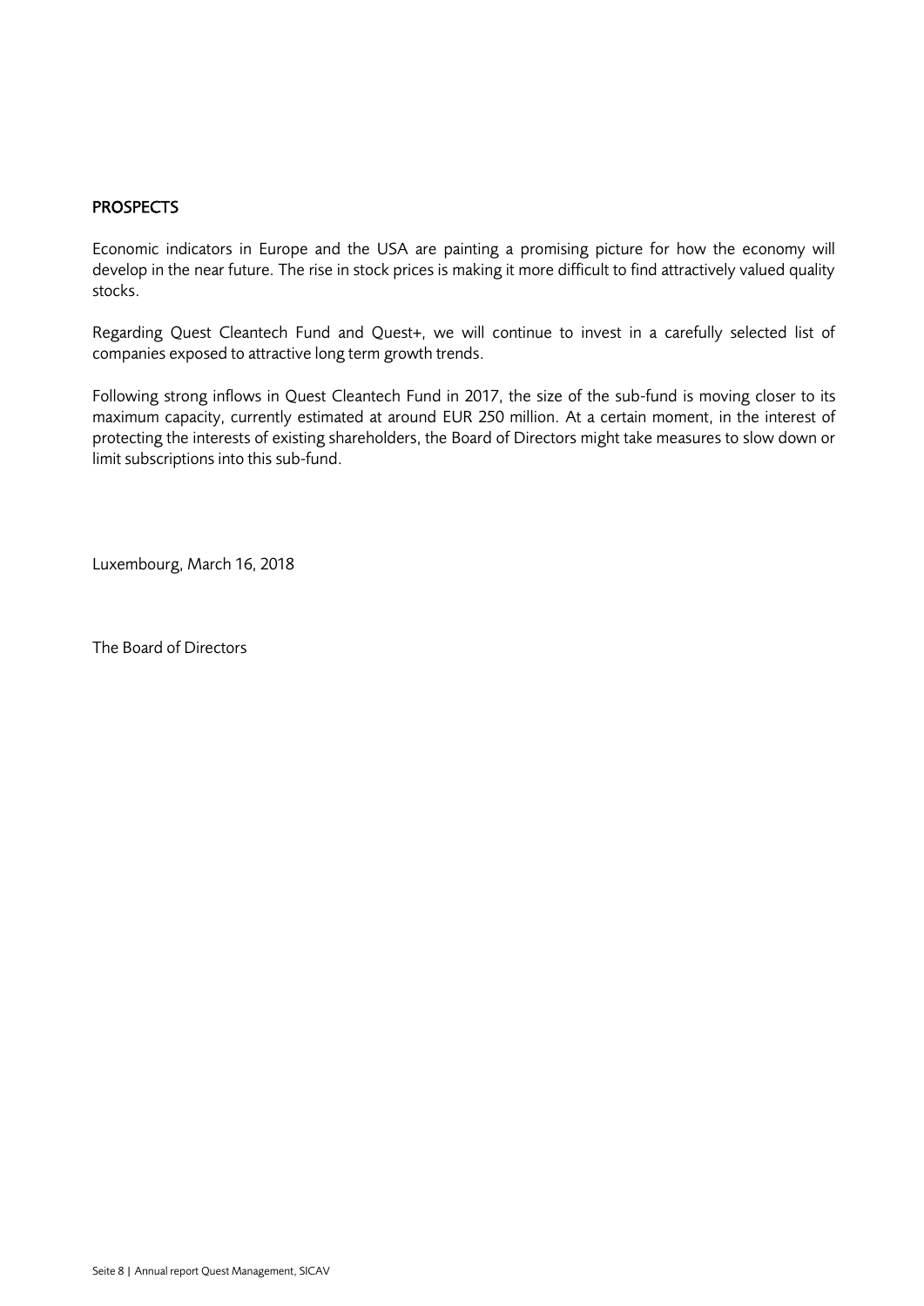## PROSPECTS

Economic indicators in Europe and the USA are painting a promising picture for how the economy will develop in the near future. The rise in stock prices is making it more difficult to find attractively valued quality stocks.

Regarding Quest Cleantech Fund and Quest+, we will continue to invest in a carefully selected list of companies exposed to attractive long term growth trends.

Following strong inflows in Quest Cleantech Fund in 2017, the size of the sub-fund is moving closer to its maximum capacity, currently estimated at around EUR 250 million. At a certain moment, in the interest of protecting the interests of existing shareholders, the Board of Directors might take measures to slow down or limit subscriptions into this sub-fund.

Luxembourg, March 16, 2018

The Board of Directors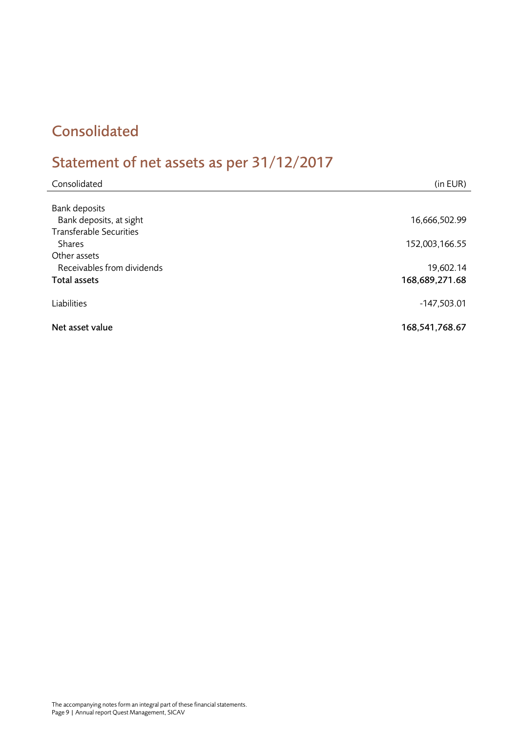# Consolidated

## Statement of net assets as per 31/12/2017

| Consolidated | (in EUR) |
|---|---|
| Bank deposits | |
| Bank deposits, at sight | 16,666,502.99 |
| Transferable Securities | |
| Shares | 152,003,166.55 |
| Other assets | |
| Receivables from dividends | 19,602.14 |
| **Total assets** | **168,689,271.68** |
| Liabilities | -147,503.01 |
| **Net asset value** | **168,541,768.67** |

The accompanying notes form an integral part of these financial statements.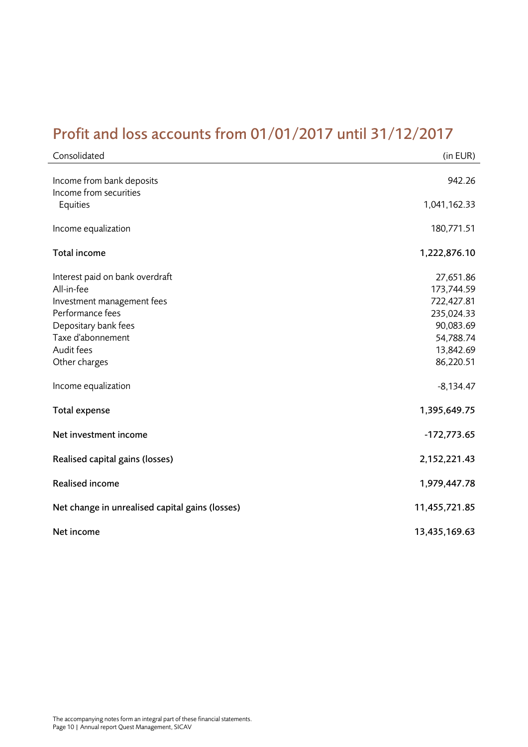# Profit and loss accounts from 01/01/2017 until 31/12/2017

| Consolidated | (in EUR) |
|---|---|
| Income from bank deposits | 942.26 |
| Income from securities | |
| Equities | 1,041,162.33 |
| Income equalization | 180,771.51 |
| **Total income** | **1,222,876.10** |
| Interest paid on bank overdraft | 27,651.86 |
| All-in-fee | 173,744.59 |
| Investment management fees | 722,427.81 |
| Performance fees | 235,024.33 |
| Depositary bank fees | 90,083.69 |
| Taxe d'abonnement | 54,788.74 |
| Audit fees | 13,842.69 |
| Other charges | 86,220.51 |
| Income equalization | -8,134.47 |
| **Total expense** | **1,395,649.75** |
| **Net investment income** | **-172,773.65** |
| **Realised capital gains (losses)** | **2,152,221.43** |
| **Realised income** | **1,979,447.78** |
| **Net change in unrealised capital gains (losses)** | **11,455,721.85** |
| **Net income** | **13,435,169.63** |

The accompanying notes form an integral part of these financial statements.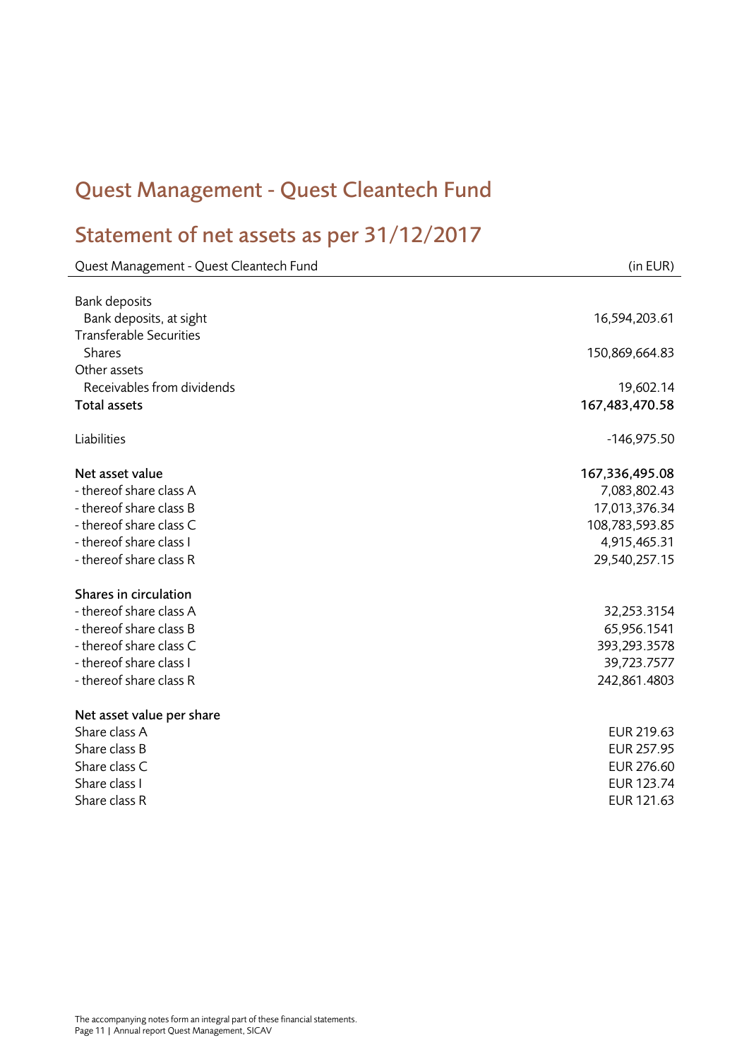# Quest Management - Quest Cleantech Fund

## Statement of net assets as per 31/12/2017

| Quest Management - Quest Cleantech Fund | (in EUR) |
|---|---|
| Bank deposits | |
| Bank deposits, at sight | 16,594,203.61 |
| Transferable Securities | |
| Shares | 150,869,664.83 |
| Other assets | |
| Receivables from dividends | 19,602.14 |
| **Total assets** | **167,483,470.58** |
| | |
| Liabilities | -146,975.50 |
| | |
| **Net asset value** | **167,336,495.08** |
| - thereof share class A | 7,083,802.43 |
| - thereof share class B | 17,013,376.34 |
| - thereof share class C | 108,783,593.85 |
| - thereof share class I | 4,915,465.31 |
| - thereof share class R | 29,540,257.15 |
| | |
| **Shares in circulation** | |
| - thereof share class A | 32,253.3154 |
| - thereof share class B | 65,956.1541 |
| - thereof share class C | 393,293.3578 |
| - thereof share class I | 39,723.7577 |
| - thereof share class R | 242,861.4803 |
| | |
| **Net asset value per share** | |
| Share class A | EUR 219.63 |
| Share class B | EUR 257.95 |
| Share class C | EUR 276.60 |
| Share class I | EUR 123.74 |
| Share class R | EUR 121.63 |

The accompanying notes form an integral part of these financial statements.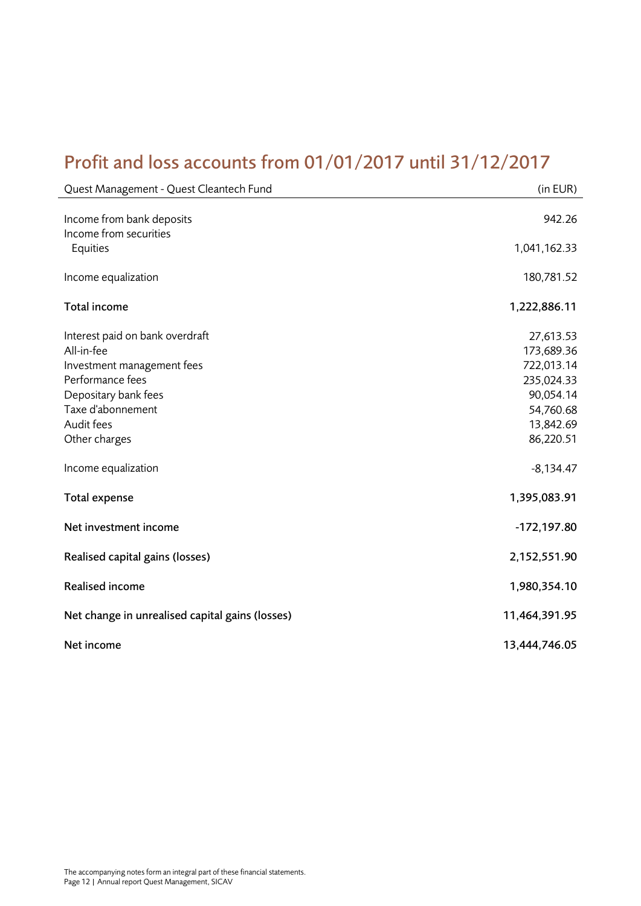# Profit and loss accounts from 01/01/2017 until 31/12/2017

| Quest Management - Quest Cleantech Fund | (in EUR) |
|---|---|
| Income from bank deposits | 942.26 |
| Income from securities | |
| Equities | 1,041,162.33 |
| Income equalization | 180,781.52 |
| **Total income** | **1,222,886.11** |
| Interest paid on bank overdraft | 27,613.53 |
| All-in-fee | 173,689.36 |
| Investment management fees | 722,013.14 |
| Performance fees | 235,024.33 |
| Depositary bank fees | 90,054.14 |
| Taxe d'abonnement | 54,760.68 |
| Audit fees | 13,842.69 |
| Other charges | 86,220.51 |
| Income equalization | -8,134.47 |
| **Total expense** | **1,395,083.91** |
| **Net investment income** | **-172,197.80** |
| **Realised capital gains (losses)** | **2,152,551.90** |
| **Realised income** | **1,980,354.10** |
| **Net change in unrealised capital gains (losses)** | **11,464,391.95** |
| **Net income** | **13,444,746.05** |

The accompanying notes form an integral part of these financial statements.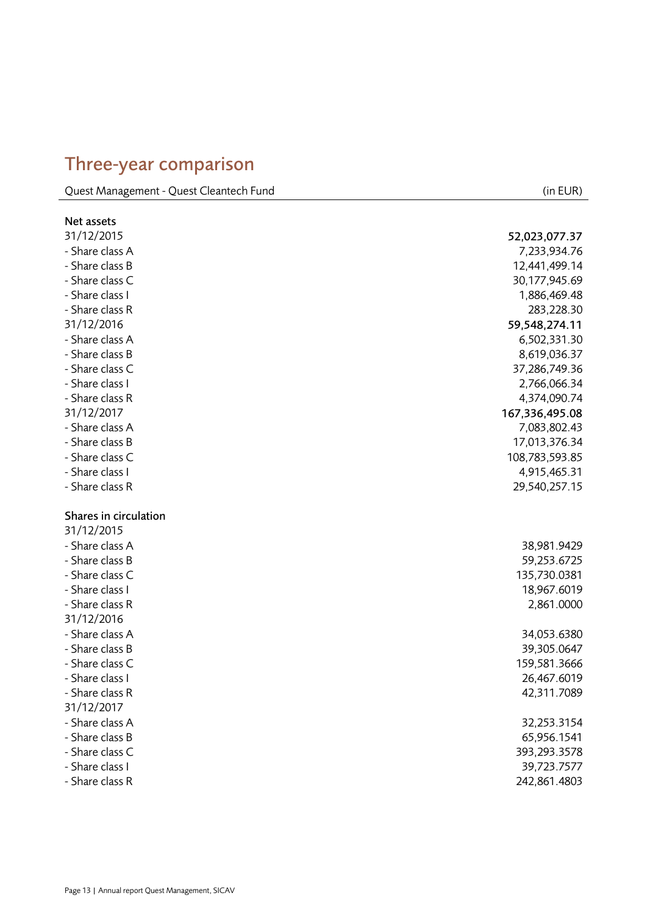# Three-year comparison

| Quest Management - Quest Cleantech Fund | (in EUR) |
|---|---|
| **Net assets** | |
| 31/12/2015 | **52,023,077.37** |
| - Share class A | 7,233,934.76 |
| - Share class B | 12,441,499.14 |
| - Share class C | 30,177,945.69 |
| - Share class I | 1,886,469.48 |
| - Share class R | 283,228.30 |
| 31/12/2016 | **59,548,274.11** |
| - Share class A | 6,502,331.30 |
| - Share class B | 8,619,036.37 |
| - Share class C | 37,286,749.36 |
| - Share class I | 2,766,066.34 |
| - Share class R | 4,374,090.74 |
| 31/12/2017 | **167,336,495.08** |
| - Share class A | 7,083,802.43 |
| - Share class B | 17,013,376.34 |
| - Share class C | 108,783,593.85 |
| - Share class I | 4,915,465.31 |
| - Share class R | 29,540,257.15 |
| | |
| **Shares in circulation** | |
| 31/12/2015 | |
| - Share class A | 38,981.9429 |
| - Share class B | 59,253.6725 |
| - Share class C | 135,730.0381 |
| - Share class I | 18,967.6019 |
| - Share class R | 2,861.0000 |
| 31/12/2016 | |
| - Share class A | 34,053.6380 |
| - Share class B | 39,305.0647 |
| - Share class C | 159,581.3666 |
| - Share class I | 26,467.6019 |
| - Share class R | 42,311.7089 |
| 31/12/2017 | |
| - Share class A | 32,253.3154 |
| - Share class B | 65,956.1541 |
| - Share class C | 393,293.3578 |
| - Share class I | 39,723.7577 |
| - Share class R | 242,861.4803 |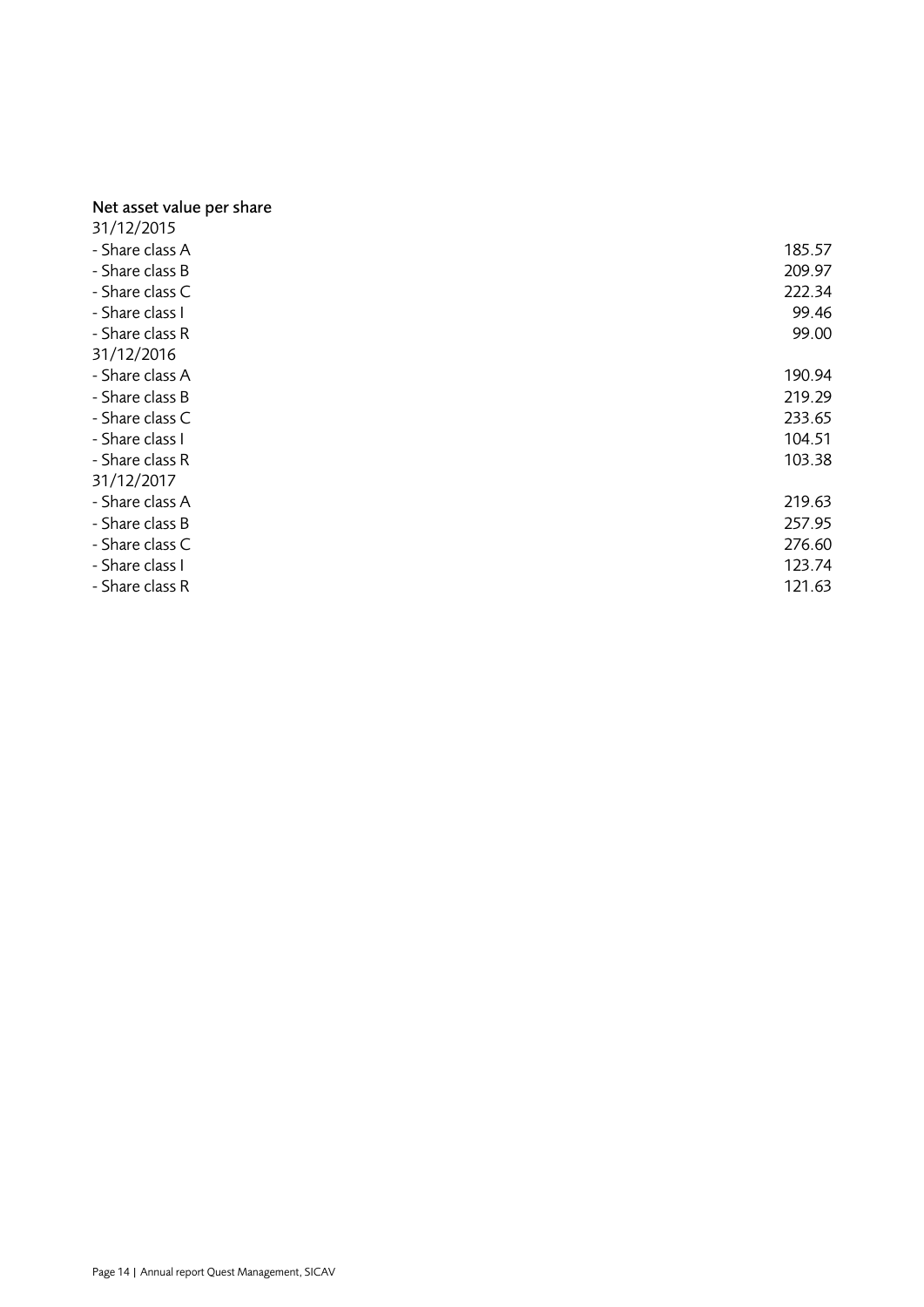**Net asset value per share**

| | |
|---|---|
| 31/12/2015 | |
| - Share class A | 185.57 |
| - Share class B | 209.97 |
| - Share class C | 222.34 |
| - Share class I | 99.46 |
| - Share class R | 99.00 |
| 31/12/2016 | |
| - Share class A | 190.94 |
| - Share class B | 219.29 |
| - Share class C | 233.65 |
| - Share class I | 104.51 |
| - Share class R | 103.38 |
| 31/12/2017 | |
| - Share class A | 219.63 |
| - Share class B | 257.95 |
| - Share class C | 276.60 |
| - Share class I | 123.74 |
| - Share class R | 121.63 |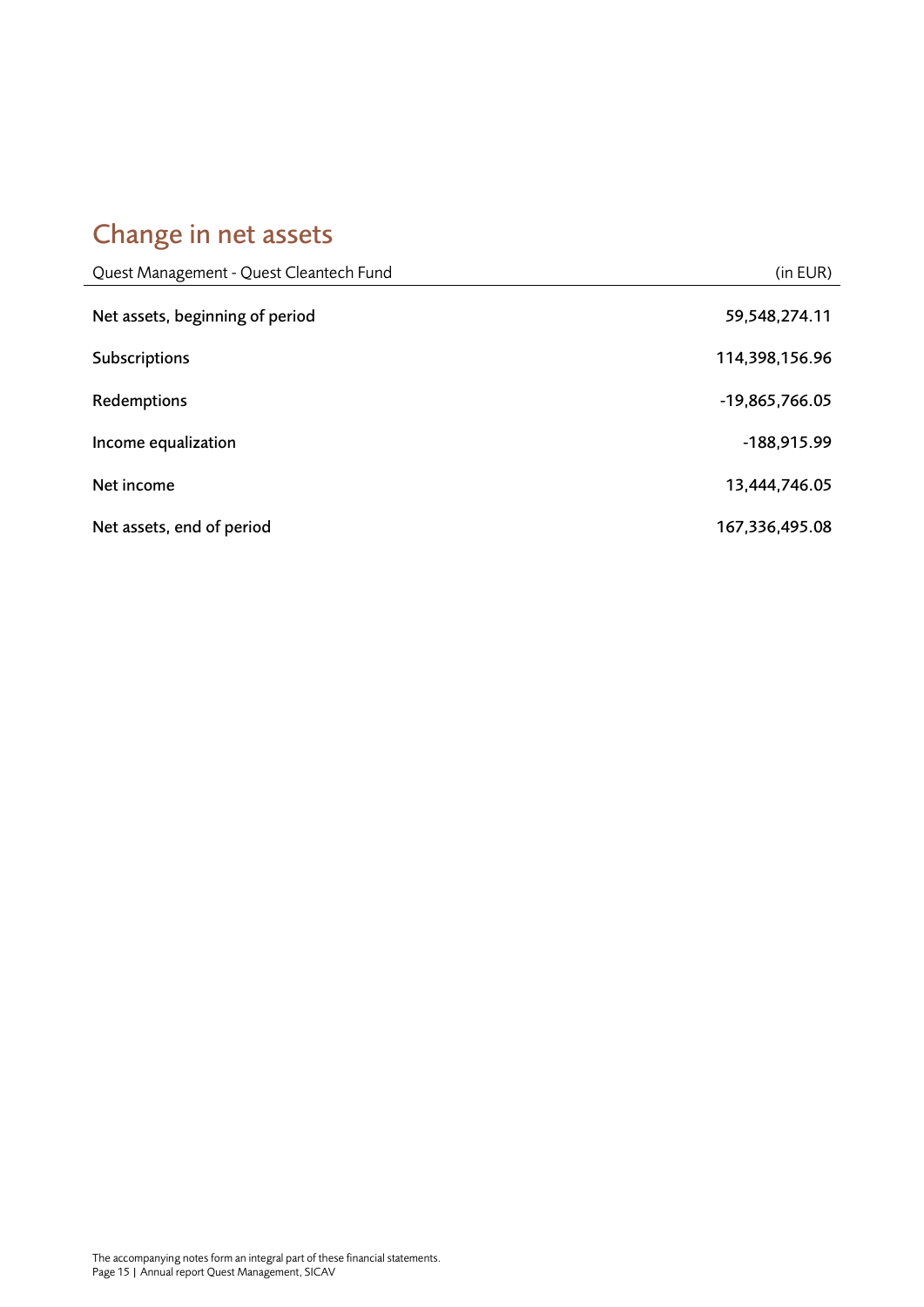# Change in net assets

| Quest Management - Quest Cleantech Fund | (in EUR) |
|---|---:|
| **Net assets, beginning of period** | 59,548,274.11 |
| **Subscriptions** | 114,398,156.96 |
| **Redemptions** | -19,865,766.05 |
| **Income equalization** | -188,915.99 |
| **Net income** | 13,444,746.05 |
| **Net assets, end of period** | 167,336,495.08 |

The accompanying notes form an integral part of these financial statements.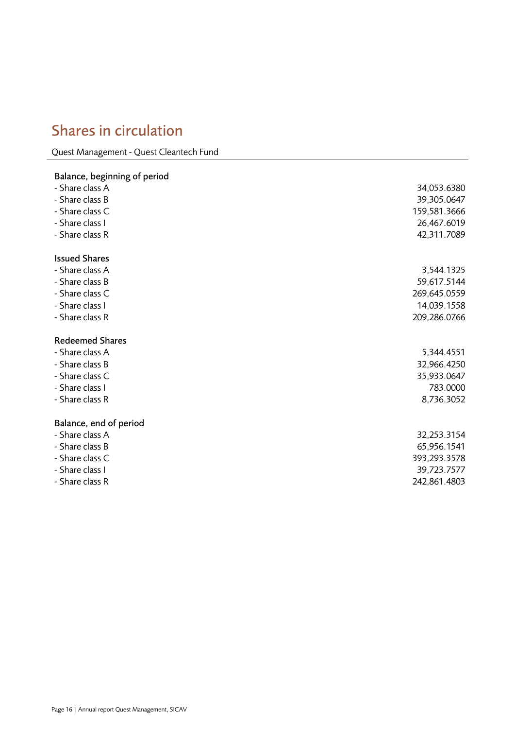# Shares in circulation

Quest Management - Quest Cleantech Fund

| | |
|---|---|
| **Balance, beginning of period** | |
| - Share class A | 34,053.6380 |
| - Share class B | 39,305.0647 |
| - Share class C | 159,581.3666 |
| - Share class I | 26,467.6019 |
| - Share class R | 42,311.7089 |
| **Issued Shares** | |
| - Share class A | 3,544.1325 |
| - Share class B | 59,617.5144 |
| - Share class C | 269,645.0559 |
| - Share class I | 14,039.1558 |
| - Share class R | 209,286.0766 |
| **Redeemed Shares** | |
| - Share class A | 5,344.4551 |
| - Share class B | 32,966.4250 |
| - Share class C | 35,933.0647 |
| - Share class I | 783.0000 |
| - Share class R | 8,736.3052 |
| **Balance, end of period** | |
| - Share class A | 32,253.3154 |
| - Share class B | 65,956.1541 |
| - Share class C | 393,293.3578 |
| - Share class I | 39,723.7577 |
| - Share class R | 242,861.4803 |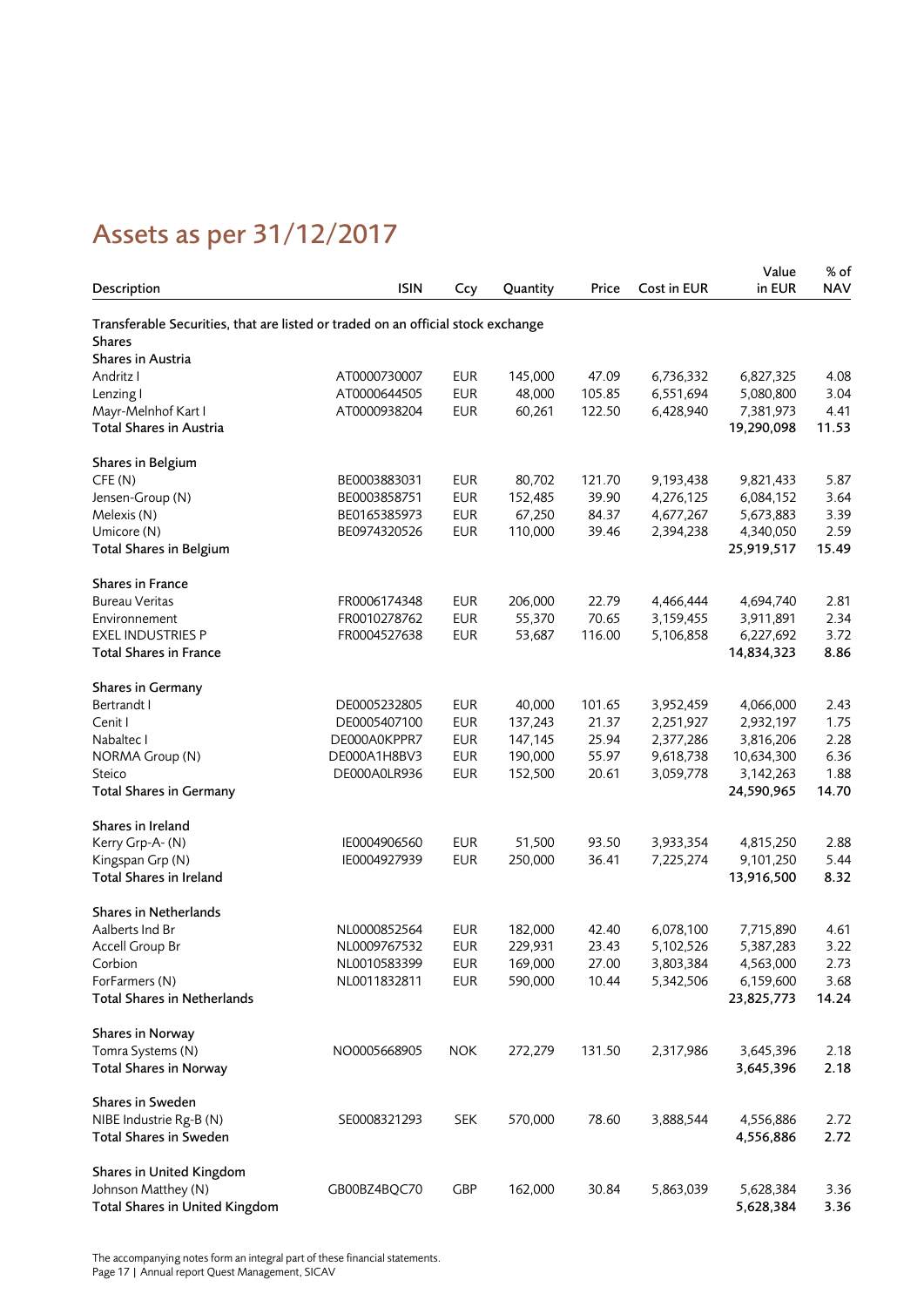# Assets as per 31/12/2017

| Description | ISIN | Ccy | Quantity | Price | Cost in EUR | Value in EUR | % of NAV |
|---|---|---|---|---|---|---|---|
| Transferable Securities, that are listed or traded on an official stock exchange | | | | | | | |
| Shares | | | | | | | |
| Shares in Austria | | | | | | | |
| Andritz I | AT0000730007 | EUR | 145,000 | 47.09 | 6,736,332 | 6,827,325 | 4.08 |
| Lenzing I | AT0000644505 | EUR | 48,000 | 105.85 | 6,551,694 | 5,080,800 | 3.04 |
| Mayr-Melnhof Kart I | AT0000938204 | EUR | 60,261 | 122.50 | 6,428,940 | 7,381,973 | 4.41 |
| **Total Shares in Austria** | | | | | | **19,290,098** | **11.53** |
| Shares in Belgium | | | | | | | |
| CFE (N) | BE0003883031 | EUR | 80,702 | 121.70 | 9,193,438 | 9,821,433 | 5.87 |
| Jensen-Group (N) | BE0003858751 | EUR | 152,485 | 39.90 | 4,276,125 | 6,084,152 | 3.64 |
| Melexis (N) | BE0165385973 | EUR | 67,250 | 84.37 | 4,677,267 | 5,673,883 | 3.39 |
| Umicore (N) | BE0974320526 | EUR | 110,000 | 39.46 | 2,394,238 | 4,340,050 | 2.59 |
| **Total Shares in Belgium** | | | | | | **25,919,517** | **15.49** |
| Shares in France | | | | | | | |
| Bureau Veritas | FR0006174348 | EUR | 206,000 | 22.79 | 4,466,444 | 4,694,740 | 2.81 |
| Environnement | FR0010278762 | EUR | 55,370 | 70.65 | 3,159,455 | 3,911,891 | 2.34 |
| EXEL INDUSTRIES P | FR0004527638 | EUR | 53,687 | 116.00 | 5,106,858 | 6,227,692 | 3.72 |
| **Total Shares in France** | | | | | | **14,834,323** | **8.86** |
| Shares in Germany | | | | | | | |
| Bertrandt I | DE0005232805 | EUR | 40,000 | 101.65 | 3,952,459 | 4,066,000 | 2.43 |
| Cenit I | DE0005407100 | EUR | 137,243 | 21.37 | 2,251,927 | 2,932,197 | 1.75 |
| Nabaltec I | DE000A0KPPR7 | EUR | 147,145 | 25.94 | 2,377,286 | 3,816,206 | 2.28 |
| NORMA Group (N) | DE000A1H8BV3 | EUR | 190,000 | 55.97 | 9,618,738 | 10,634,300 | 6.36 |
| Steico | DE000A0LR936 | EUR | 152,500 | 20.61 | 3,059,778 | 3,142,263 | 1.88 |
| **Total Shares in Germany** | | | | | | **24,590,965** | **14.70** |
| Shares in Ireland | | | | | | | |
| Kerry Grp-A- (N) | IE0004906560 | EUR | 51,500 | 93.50 | 3,933,354 | 4,815,250 | 2.88 |
| Kingspan Grp (N) | IE0004927939 | EUR | 250,000 | 36.41 | 7,225,274 | 9,101,250 | 5.44 |
| **Total Shares in Ireland** | | | | | | **13,916,500** | **8.32** |
| Shares in Netherlands | | | | | | | |
| Aalberts Ind Br | NL0000852564 | EUR | 182,000 | 42.40 | 6,078,100 | 7,715,890 | 4.61 |
| Accell Group Br | NL0009767532 | EUR | 229,931 | 23.43 | 5,102,526 | 5,387,283 | 3.22 |
| Corbion | NL0010583399 | EUR | 169,000 | 27.00 | 3,803,384 | 4,563,000 | 2.73 |
| ForFarmers (N) | NL0011832811 | EUR | 590,000 | 10.44 | 5,342,506 | 6,159,600 | 3.68 |
| **Total Shares in Netherlands** | | | | | | **23,825,773** | **14.24** |
| Shares in Norway | | | | | | | |
| Tomra Systems (N) | NO0005668905 | NOK | 272,279 | 131.50 | 2,317,986 | 3,645,396 | 2.18 |
| **Total Shares in Norway** | | | | | | **3,645,396** | **2.18** |
| Shares in Sweden | | | | | | | |
| NIBE Industrie Rg-B (N) | SE0008321293 | SEK | 570,000 | 78.60 | 3,888,544 | 4,556,886 | 2.72 |
| **Total Shares in Sweden** | | | | | | **4,556,886** | **2.72** |
| Shares in United Kingdom | | | | | | | |
| Johnson Matthey (N) | GB00BZ4BQC70 | GBP | 162,000 | 30.84 | 5,863,039 | 5,628,384 | 3.36 |
| **Total Shares in United Kingdom** | | | | | | **5,628,384** | **3.36** |

The accompanying notes form an integral part of these financial statements.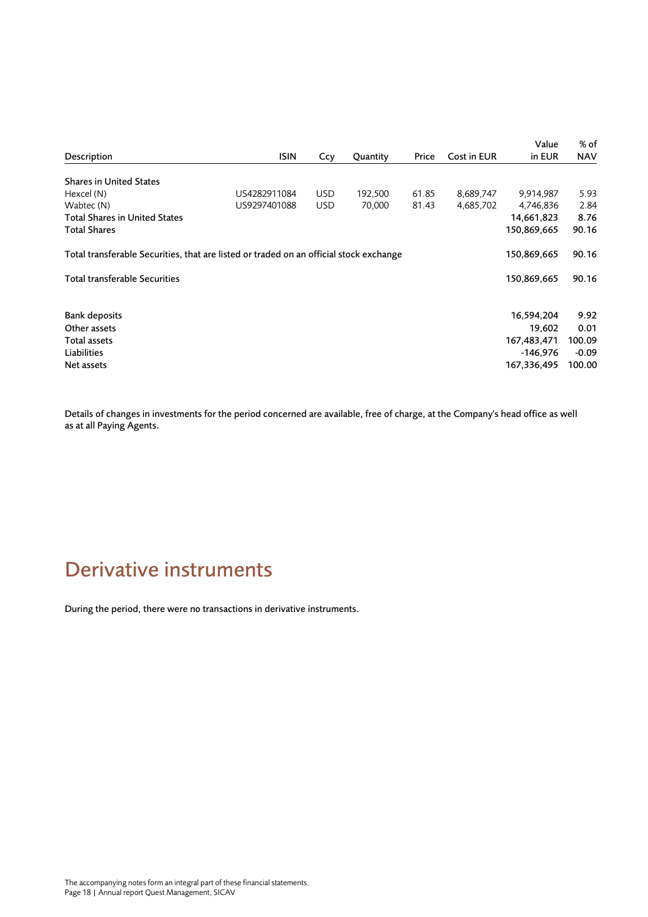| Description | ISIN | Ccy | Quantity | Price | Cost in EUR | Value in EUR | % of NAV |
|---|---|---|---|---|---|---|---|
| Shares in United States | | | | | | | |
| Hexcel (N) | US4282911084 | USD | 192,500 | 61.85 | 8,689,747 | 9,914,987 | 5.93 |
| Wabtec (N) | US9297401088 | USD | 70,000 | 81.43 | 4,685,702 | 4,746,836 | 2.84 |
| Total Shares in United States | | | | | | 14,661,823 | 8.76 |
| Total Shares | | | | | | 150,869,665 | 90.16 |
| Total transferable Securities, that are listed or traded on an official stock exchange | | | | | | 150,869,665 | 90.16 |
| Total transferable Securities | | | | | | 150,869,665 | 90.16 |
| Bank deposits | | | | | | 16,594,204 | 9.92 |
| Other assets | | | | | | 19,602 | 0.01 |
| Total assets | | | | | | 167,483,471 | 100.09 |
| Liabilities | | | | | | -146,976 | -0.09 |
| Net assets | | | | | | 167,336,495 | 100.00 |

Details of changes in investments for the period concerned are available, free of charge, at the Company's head office as well as at all Paying Agents.

# Derivative instruments

During the period, there were no transactions in derivative instruments.

The accompanying notes form an integral part of these financial statements.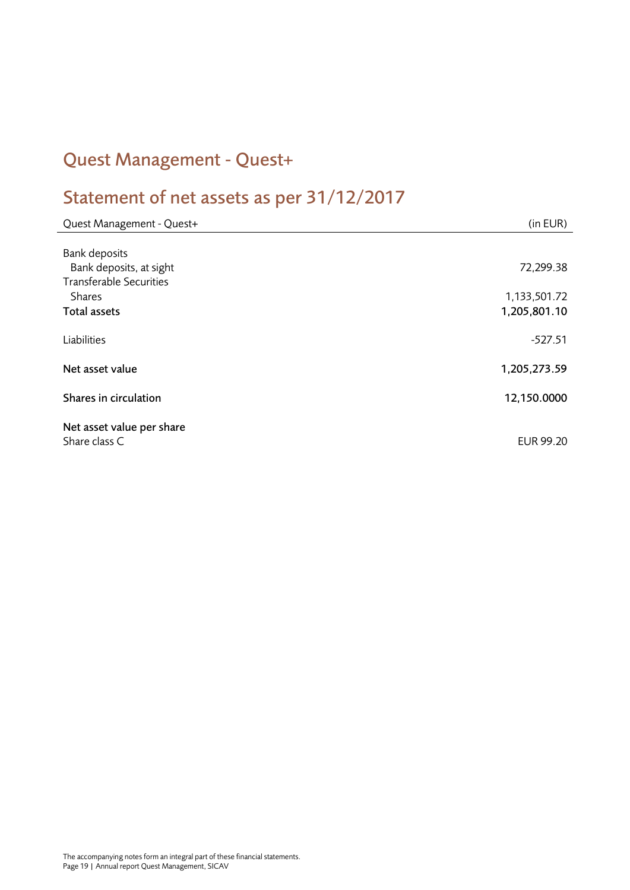# Quest Management - Quest+

## Statement of net assets as per 31/12/2017

| Quest Management - Quest+ | (in EUR) |
|---|---|
| Bank deposits | |
| Bank deposits, at sight | 72,299.38 |
| Transferable Securities | |
| Shares | 1,133,501.72 |
| **Total assets** | **1,205,801.10** |
| | |
| Liabilities | -527.51 |
| | |
| **Net asset value** | **1,205,273.59** |
| | |
| **Shares in circulation** | **12,150.0000** |
| | |
| **Net asset value per share** | |
| Share class C | EUR 99.20 |

The accompanying notes form an integral part of these financial statements.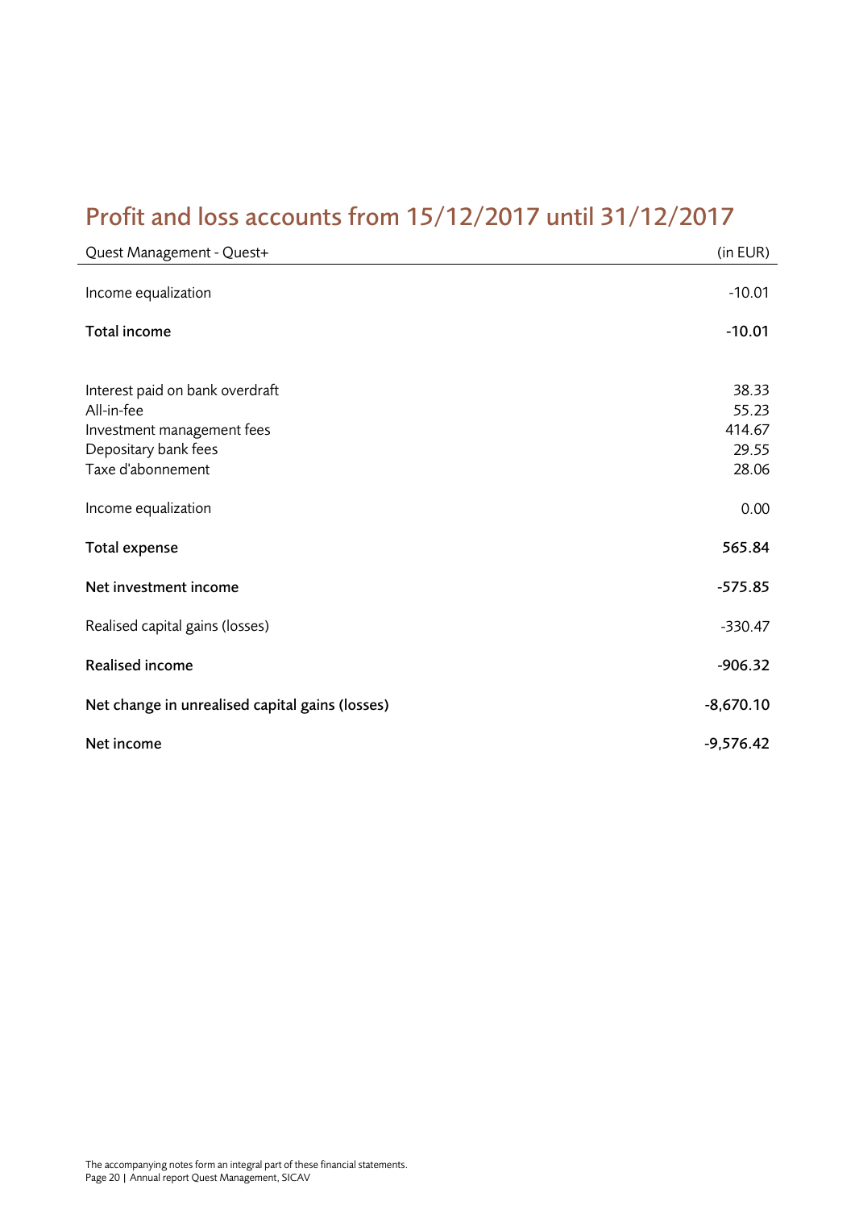# Profit and loss accounts from 15/12/2017 until 31/12/2017

| Quest Management - Quest+ | (in EUR) |
|---|---|
| Income equalization | -10.01 |
| **Total income** | **-10.01** |
| Interest paid on bank overdraft | 38.33 |
| All-in-fee | 55.23 |
| Investment management fees | 414.67 |
| Depositary bank fees | 29.55 |
| Taxe d'abonnement | 28.06 |
| Income equalization | 0.00 |
| **Total expense** | **565.84** |
| **Net investment income** | **-575.85** |
| Realised capital gains (losses) | -330.47 |
| **Realised income** | **-906.32** |
| **Net change in unrealised capital gains (losses)** | **-8,670.10** |
| **Net income** | **-9,576.42** |

The accompanying notes form an integral part of these financial statements.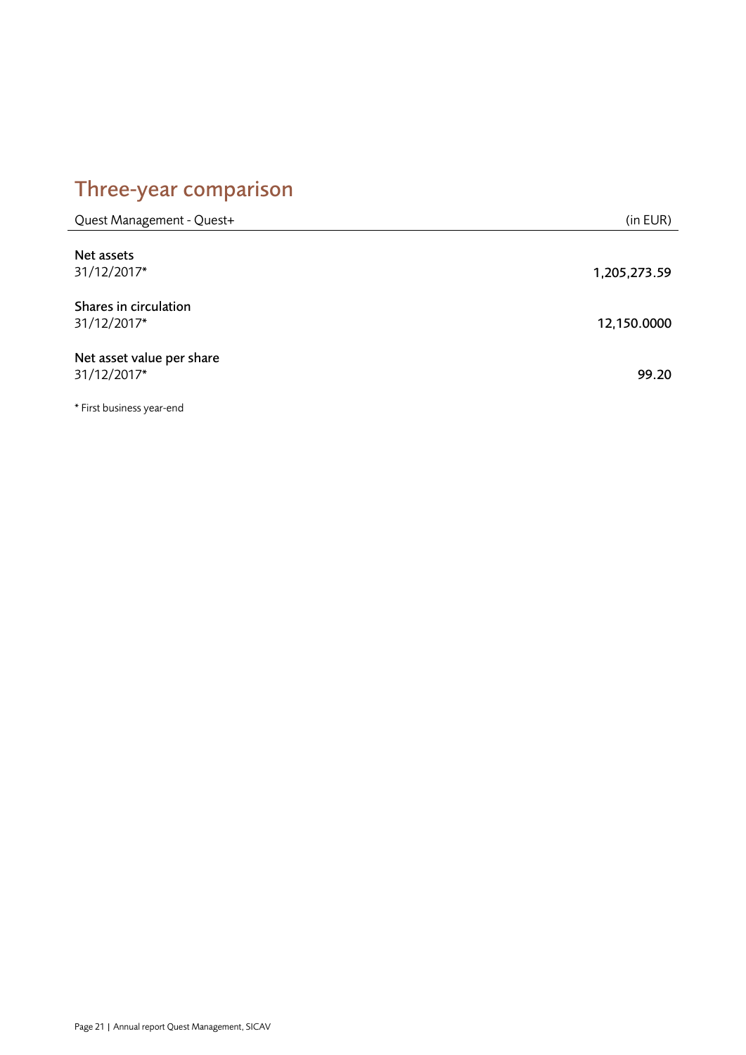# Three-year comparison

| Quest Management - Quest+ | (in EUR) |
|---|---|
| **Net assets** | |
| 31/12/2017* | **1,205,273.59** |
| **Shares in circulation** | |
| 31/12/2017* | **12,150.0000** |
| **Net asset value per share** | |
| 31/12/2017* | **99.20** |

* First business year-end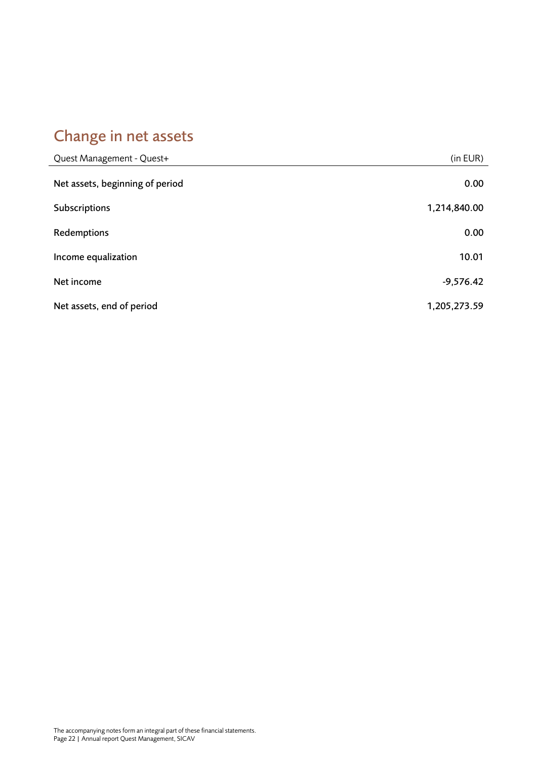## Change in net assets

| Quest Management - Quest+ | (in EUR) |
|---|---|
| **Net assets, beginning of period** | **0.00** |
| **Subscriptions** | **1,214,840.00** |
| **Redemptions** | **0.00** |
| **Income equalization** | **10.01** |
| **Net income** | **-9,576.42** |
| **Net assets, end of period** | **1,205,273.59** |

The accompanying notes form an integral part of these financial statements.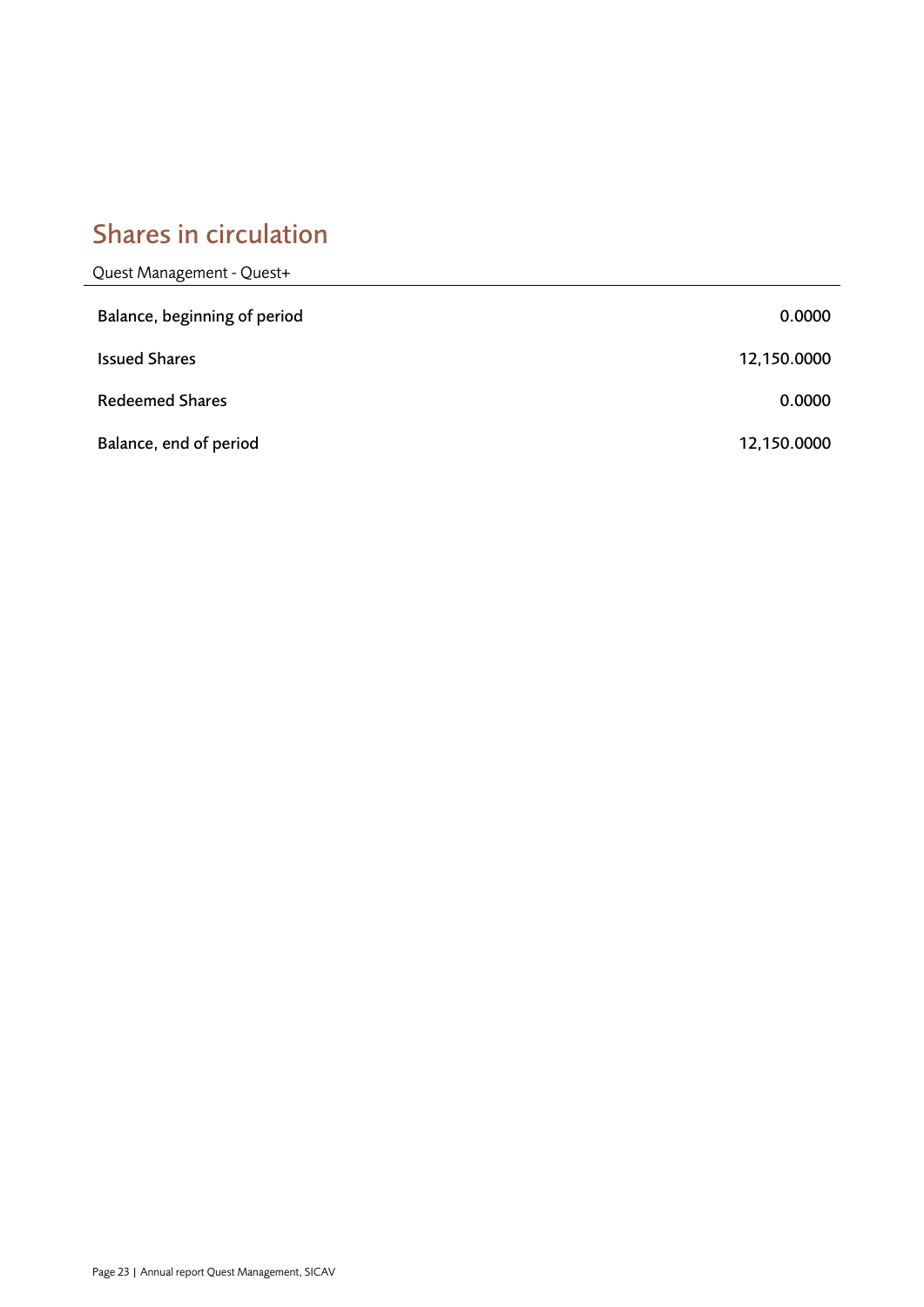## Shares in circulation

Quest Management - Quest+

| | |
|---|---:|
| Balance, beginning of period | 0.0000 |
| Issued Shares | 12,150.0000 |
| Redeemed Shares | 0.0000 |
| Balance, end of period | 12,150.0000 |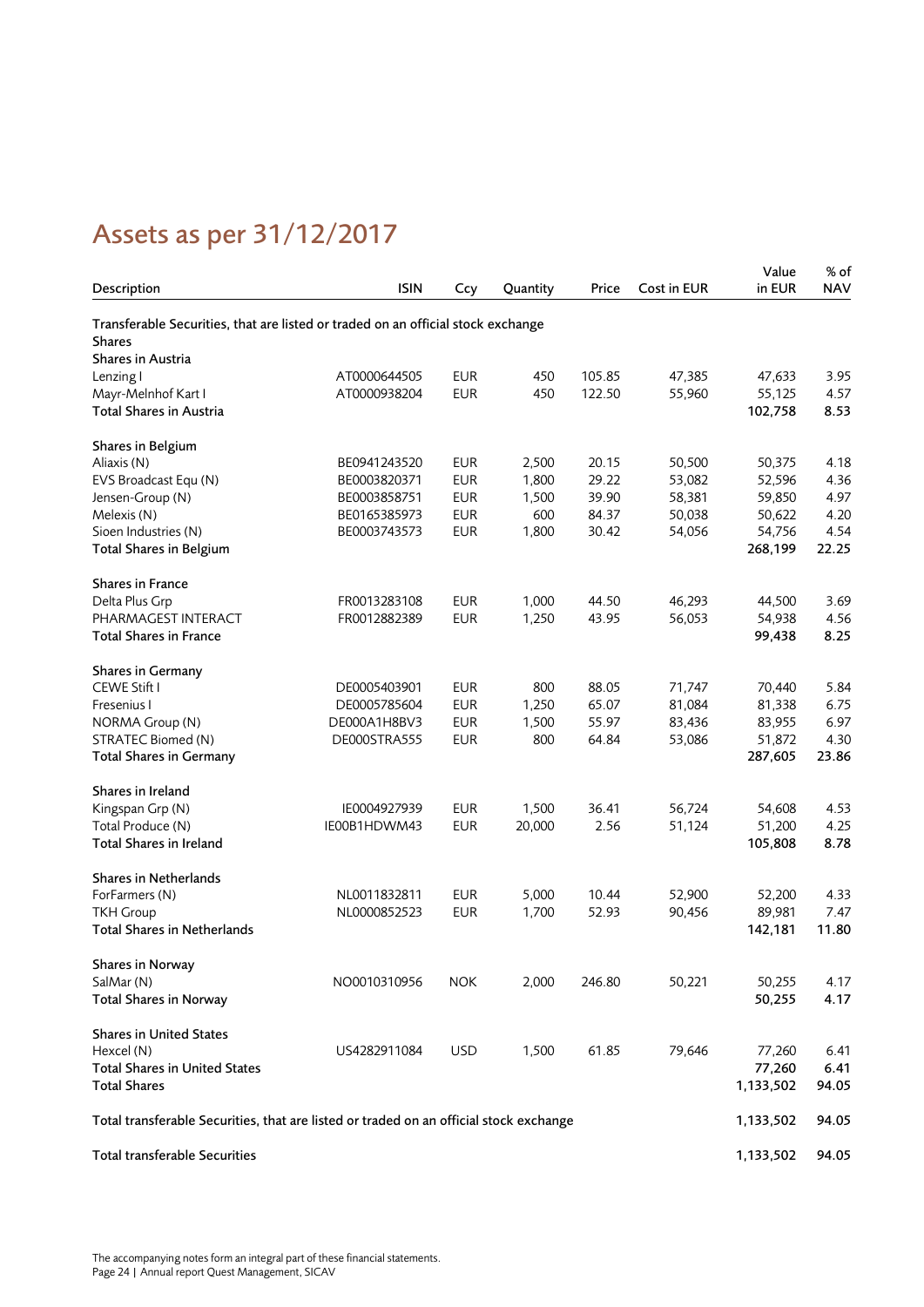# Assets as per 31/12/2017

| Description | ISIN | Ccy | Quantity | Price | Cost in EUR | Value in EUR | % of NAV |
|---|---|---|---|---|---|---|---|
| Transferable Securities, that are listed or traded on an official stock exchange | | | | | | | |
| **Shares** | | | | | | | |
| **Shares in Austria** | | | | | | | |
| Lenzing I | AT0000644505 | EUR | 450 | 105.85 | 47,385 | 47,633 | 3.95 |
| Mayr-Melnhof Kart I | AT0000938204 | EUR | 450 | 122.50 | 55,960 | 55,125 | 4.57 |
| **Total Shares in Austria** | | | | | | **102,758** | **8.53** |
| | | | | | | | |
| **Shares in Belgium** | | | | | | | |
| Aliaxis (N) | BE0941243520 | EUR | 2,500 | 20.15 | 50,500 | 50,375 | 4.18 |
| EVS Broadcast Equ (N) | BE0003820371 | EUR | 1,800 | 29.22 | 53,082 | 52,596 | 4.36 |
| Jensen-Group (N) | BE0003858751 | EUR | 1,500 | 39.90 | 58,381 | 59,850 | 4.97 |
| Melexis (N) | BE0165385973 | EUR | 600 | 84.37 | 50,038 | 50,622 | 4.20 |
| Sioen Industries (N) | BE0003743573 | EUR | 1,800 | 30.42 | 54,056 | 54,756 | 4.54 |
| **Total Shares in Belgium** | | | | | | **268,199** | **22.25** |
| | | | | | | | |
| **Shares in France** | | | | | | | |
| Delta Plus Grp | FR0013283108 | EUR | 1,000 | 44.50 | 46,293 | 44,500 | 3.69 |
| PHARMAGEST INTERACT | FR0012882389 | EUR | 1,250 | 43.95 | 56,053 | 54,938 | 4.56 |
| **Total Shares in France** | | | | | | **99,438** | **8.25** |
| | | | | | | | |
| **Shares in Germany** | | | | | | | |
| CEWE Stift I | DE0005403901 | EUR | 800 | 88.05 | 71,747 | 70,440 | 5.84 |
| Fresenius I | DE0005785604 | EUR | 1,250 | 65.07 | 81,084 | 81,338 | 6.75 |
| NORMA Group (N) | DE000A1H8BV3 | EUR | 1,500 | 55.97 | 83,436 | 83,955 | 6.97 |
| STRATEC Biomed (N) | DE000STRA555 | EUR | 800 | 64.84 | 53,086 | 51,872 | 4.30 |
| **Total Shares in Germany** | | | | | | **287,605** | **23.86** |
| | | | | | | | |
| **Shares in Ireland** | | | | | | | |
| Kingspan Grp (N) | IE0004927939 | EUR | 1,500 | 36.41 | 56,724 | 54,608 | 4.53 |
| Total Produce (N) | IE00B1HDWM43 | EUR | 20,000 | 2.56 | 51,124 | 51,200 | 4.25 |
| **Total Shares in Ireland** | | | | | | **105,808** | **8.78** |
| | | | | | | | |
| **Shares in Netherlands** | | | | | | | |
| ForFarmers (N) | NL0011832811 | EUR | 5,000 | 10.44 | 52,900 | 52,200 | 4.33 |
| TKH Group | NL0000852523 | EUR | 1,700 | 52.93 | 90,456 | 89,981 | 7.47 |
| **Total Shares in Netherlands** | | | | | | **142,181** | **11.80** |
| | | | | | | | |
| **Shares in Norway** | | | | | | | |
| SalMar (N) | NO0010310956 | NOK | 2,000 | 246.80 | 50,221 | 50,255 | 4.17 |
| **Total Shares in Norway** | | | | | | **50,255** | **4.17** |
| | | | | | | | |
| **Shares in United States** | | | | | | | |
| Hexcel (N) | US4282911084 | USD | 1,500 | 61.85 | 79,646 | 77,260 | 6.41 |
| **Total Shares in United States** | | | | | | **77,260** | **6.41** |
| **Total Shares** | | | | | | **1,133,502** | **94.05** |
| | | | | | | | |
| **Total transferable Securities, that are listed or traded on an official stock exchange** | | | | | | **1,133,502** | **94.05** |
| | | | | | | | |
| **Total transferable Securities** | | | | | | **1,133,502** | **94.05** |

The accompanying notes form an integral part of these financial statements.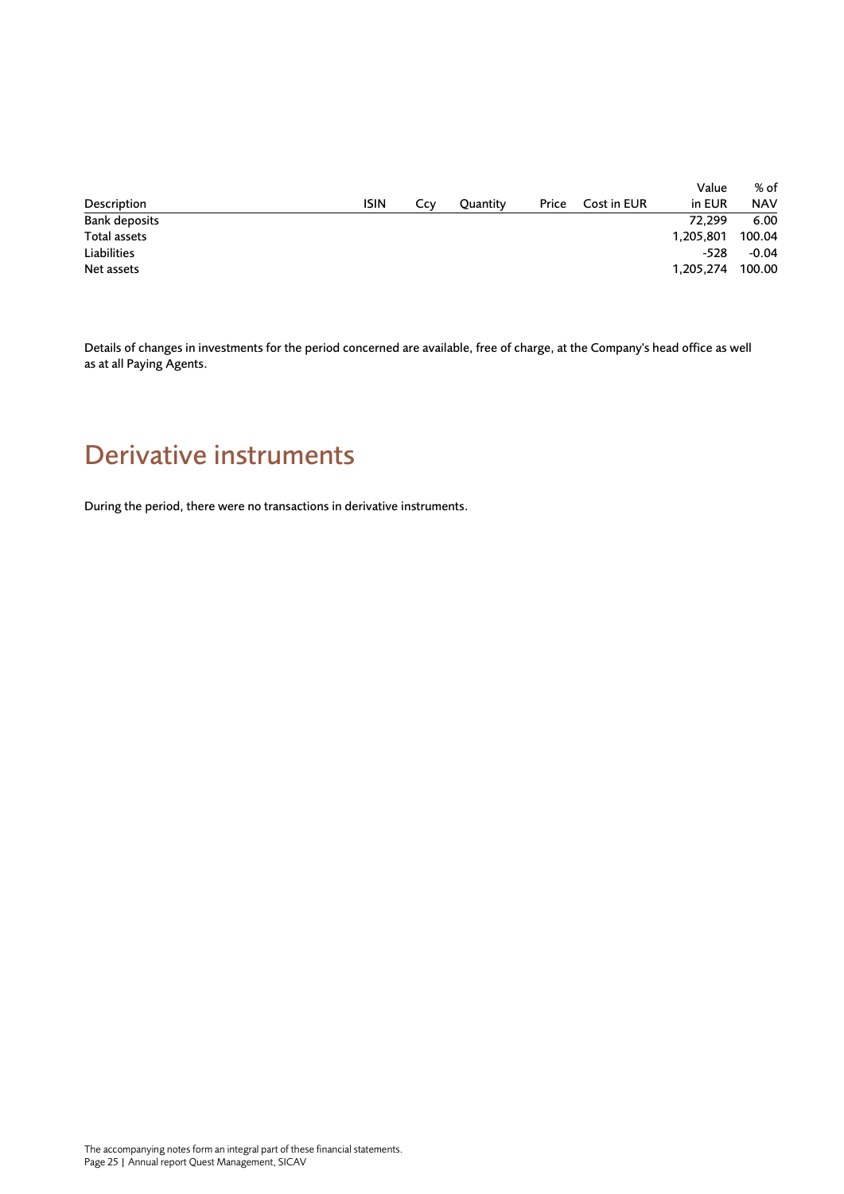| Description | ISIN | Ccy | Quantity | Price | Cost in EUR | Value in EUR | % of NAV |
|---|---|---|---|---|---|---|---|
| Bank deposits | | | | | | 72,299 | 6.00 |
| Total assets | | | | | | 1,205,801 | 100.04 |
| Liabilities | | | | | | -528 | -0.04 |
| Net assets | | | | | | 1,205,274 | 100.00 |

Details of changes in investments for the period concerned are available, free of charge, at the Company's head office as well as at all Paying Agents.

# Derivative instruments

During the period, there were no transactions in derivative instruments.

The accompanying notes form an integral part of these financial statements.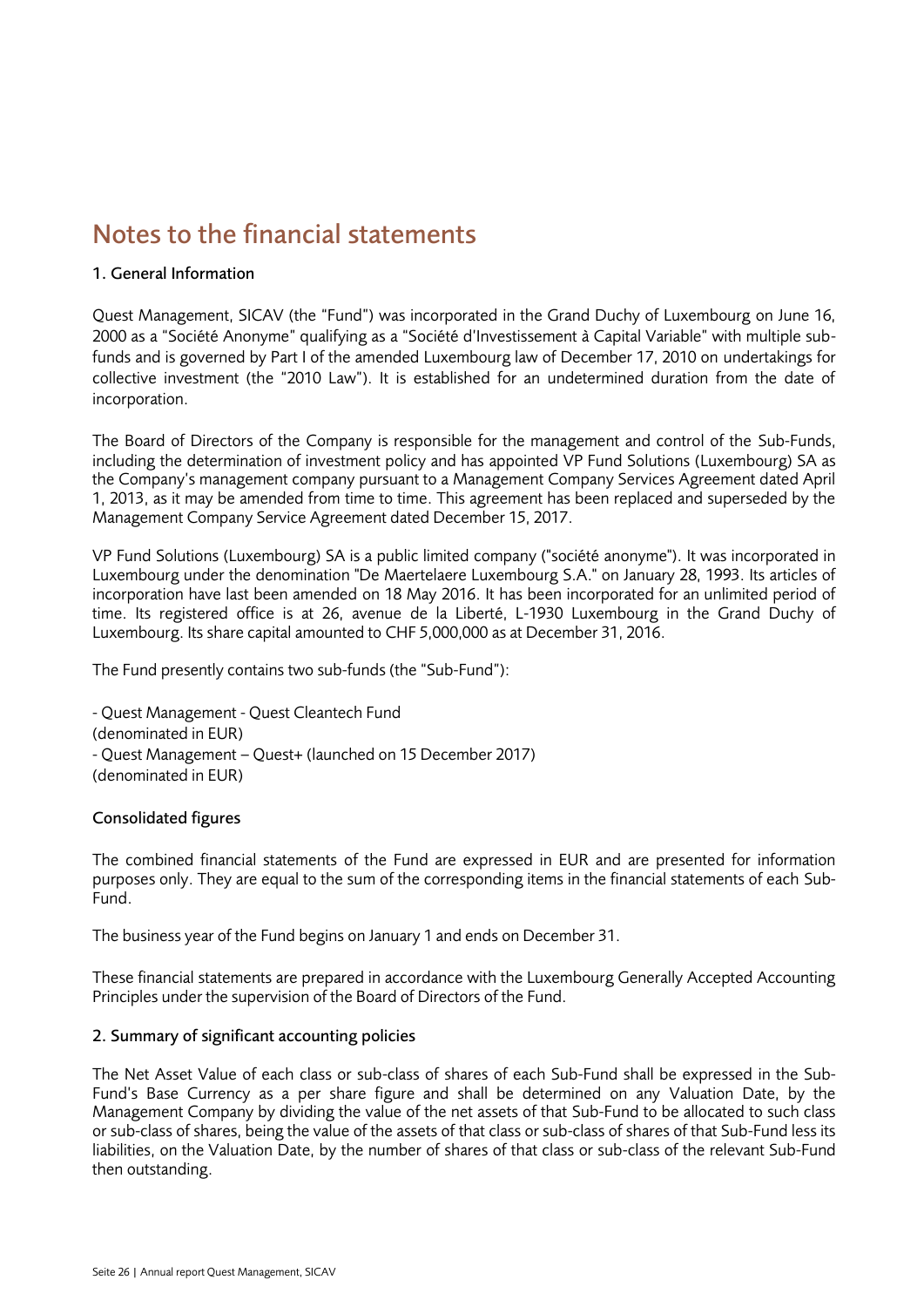# Notes to the financial statements

## 1. General Information

Quest Management, SICAV (the "Fund") was incorporated in the Grand Duchy of Luxembourg on June 16, 2000 as a "Société Anonyme" qualifying as a "Société d'Investissement à Capital Variable" with multiple sub-funds and is governed by Part I of the amended Luxembourg law of December 17, 2010 on undertakings for collective investment (the "2010 Law"). It is established for an undetermined duration from the date of incorporation.

The Board of Directors of the Company is responsible for the management and control of the Sub-Funds, including the determination of investment policy and has appointed VP Fund Solutions (Luxembourg) SA as the Company's management company pursuant to a Management Company Services Agreement dated April 1, 2013, as it may be amended from time to time. This agreement has been replaced and superseded by the Management Company Service Agreement dated December 15, 2017.

VP Fund Solutions (Luxembourg) SA is a public limited company ("société anonyme"). It was incorporated in Luxembourg under the denomination "De Maertelaere Luxembourg S.A." on January 28, 1993. Its articles of incorporation have last been amended on 18 May 2016. It has been incorporated for an unlimited period of time. Its registered office is at 26, avenue de la Liberté, L-1930 Luxembourg in the Grand Duchy of Luxembourg. Its share capital amounted to CHF 5,000,000 as at December 31, 2016.

The Fund presently contains two sub-funds (the "Sub-Fund"):

- Quest Management - Quest Cleantech Fund
(denominated in EUR)
- Quest Management – Quest+ (launched on 15 December 2017)
(denominated in EUR)

### Consolidated figures

The combined financial statements of the Fund are expressed in EUR and are presented for information purposes only. They are equal to the sum of the corresponding items in the financial statements of each Sub-Fund.

The business year of the Fund begins on January 1 and ends on December 31.

These financial statements are prepared in accordance with the Luxembourg Generally Accepted Accounting Principles under the supervision of the Board of Directors of the Fund.

## 2. Summary of significant accounting policies

The Net Asset Value of each class or sub-class of shares of each Sub-Fund shall be expressed in the Sub-Fund's Base Currency as a per share figure and shall be determined on any Valuation Date, by the Management Company by dividing the value of the net assets of that Sub-Fund to be allocated to such class or sub-class of shares, being the value of the assets of that class or sub-class of shares of that Sub-Fund less its liabilities, on the Valuation Date, by the number of shares of that class or sub-class of the relevant Sub-Fund then outstanding.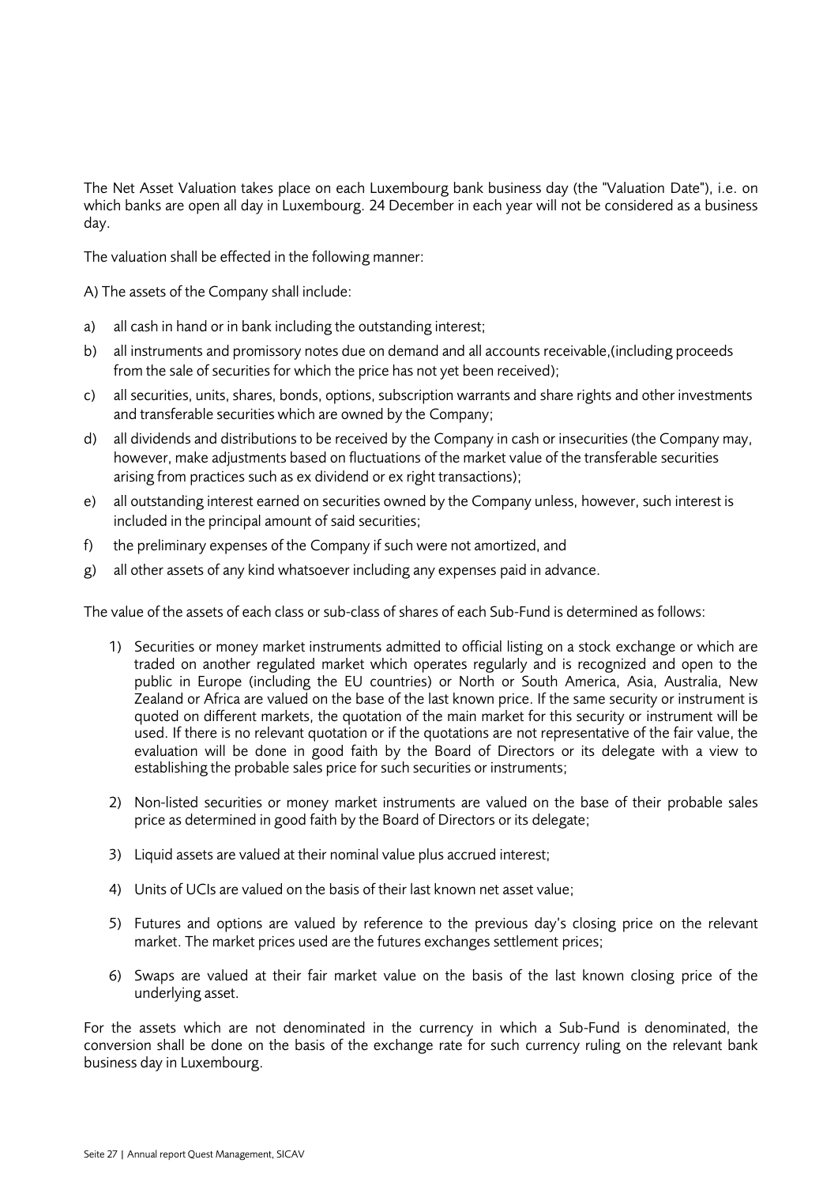The Net Asset Valuation takes place on each Luxembourg bank business day (the "Valuation Date"), i.e. on which banks are open all day in Luxembourg. 24 December in each year will not be considered as a business day.

The valuation shall be effected in the following manner:

A) The assets of the Company shall include:

a) all cash in hand or in bank including the outstanding interest;

b) all instruments and promissory notes due on demand and all accounts receivable,(including proceeds from the sale of securities for which the price has not yet been received);

c) all securities, units, shares, bonds, options, subscription warrants and share rights and other investments and transferable securities which are owned by the Company;

d) all dividends and distributions to be received by the Company in cash or insecurities (the Company may, however, make adjustments based on fluctuations of the market value of the transferable securities arising from practices such as ex dividend or ex right transactions);

e) all outstanding interest earned on securities owned by the Company unless, however, such interest is included in the principal amount of said securities;

f) the preliminary expenses of the Company if such were not amortized, and

g) all other assets of any kind whatsoever including any expenses paid in advance.

The value of the assets of each class or sub-class of shares of each Sub-Fund is determined as follows:

1) Securities or money market instruments admitted to official listing on a stock exchange or which are traded on another regulated market which operates regularly and is recognized and open to the public in Europe (including the EU countries) or North or South America, Asia, Australia, New Zealand or Africa are valued on the base of the last known price. If the same security or instrument is quoted on different markets, the quotation of the main market for this security or instrument will be used. If there is no relevant quotation or if the quotations are not representative of the fair value, the evaluation will be done in good faith by the Board of Directors or its delegate with a view to establishing the probable sales price for such securities or instruments;

2) Non-listed securities or money market instruments are valued on the base of their probable sales price as determined in good faith by the Board of Directors or its delegate;

3) Liquid assets are valued at their nominal value plus accrued interest;

4) Units of UCIs are valued on the basis of their last known net asset value;

5) Futures and options are valued by reference to the previous day's closing price on the relevant market. The market prices used are the futures exchanges settlement prices;

6) Swaps are valued at their fair market value on the basis of the last known closing price of the underlying asset.

For the assets which are not denominated in the currency in which a Sub-Fund is denominated, the conversion shall be done on the basis of the exchange rate for such currency ruling on the relevant bank business day in Luxembourg.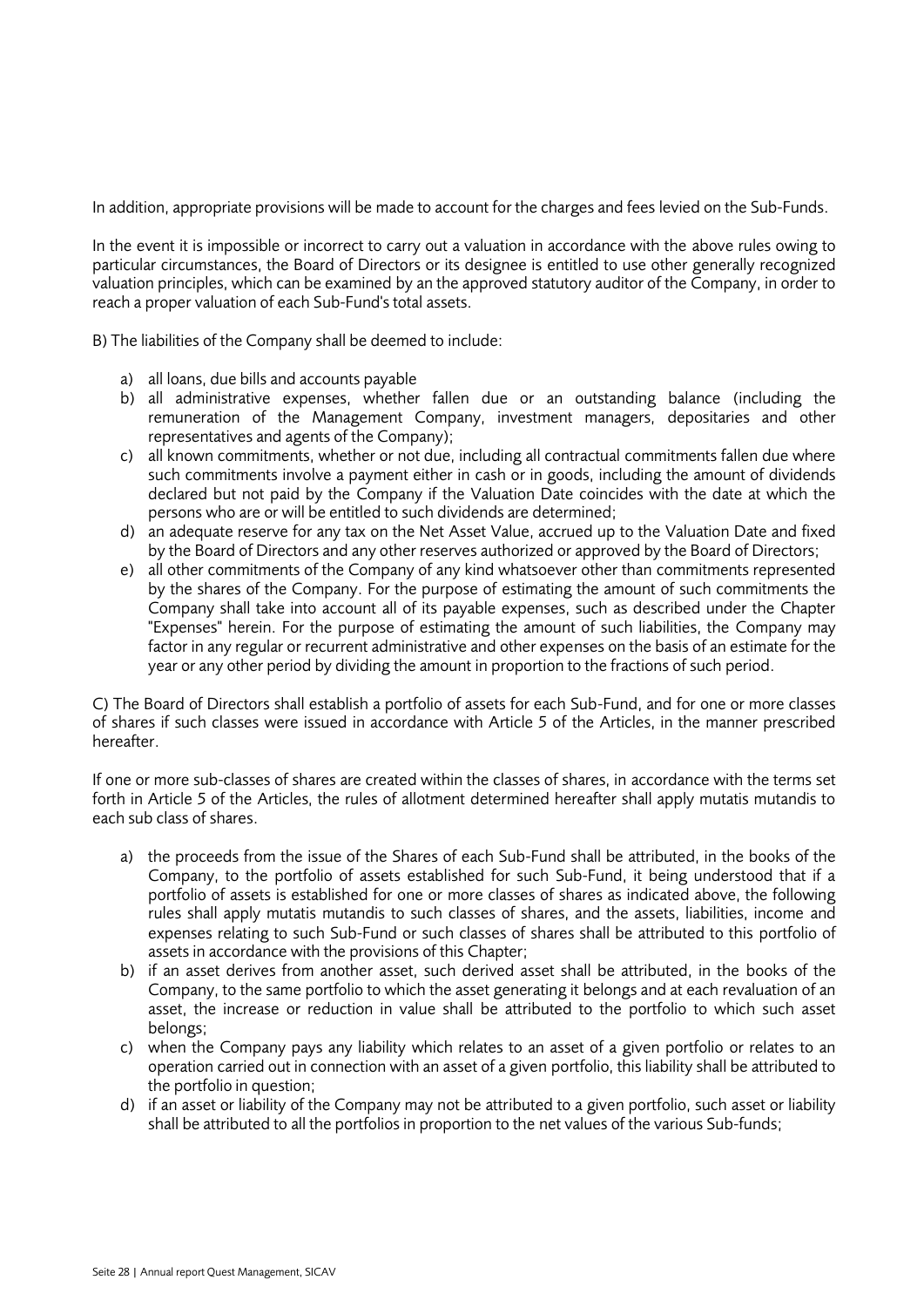In addition, appropriate provisions will be made to account for the charges and fees levied on the Sub-Funds.

In the event it is impossible or incorrect to carry out a valuation in accordance with the above rules owing to particular circumstances, the Board of Directors or its designee is entitled to use other generally recognized valuation principles, which can be examined by an the approved statutory auditor of the Company, in order to reach a proper valuation of each Sub-Fund's total assets.

B) The liabilities of the Company shall be deemed to include:

a) all loans, due bills and accounts payable
b) all administrative expenses, whether fallen due or an outstanding balance (including the remuneration of the Management Company, investment managers, depositaries and other representatives and agents of the Company);
c) all known commitments, whether or not due, including all contractual commitments fallen due where such commitments involve a payment either in cash or in goods, including the amount of dividends declared but not paid by the Company if the Valuation Date coincides with the date at which the persons who are or will be entitled to such dividends are determined;
d) an adequate reserve for any tax on the Net Asset Value, accrued up to the Valuation Date and fixed by the Board of Directors and any other reserves authorized or approved by the Board of Directors;
e) all other commitments of the Company of any kind whatsoever other than commitments represented by the shares of the Company. For the purpose of estimating the amount of such commitments the Company shall take into account all of its payable expenses, such as described under the Chapter "Expenses" herein. For the purpose of estimating the amount of such liabilities, the Company may factor in any regular or recurrent administrative and other expenses on the basis of an estimate for the year or any other period by dividing the amount in proportion to the fractions of such period.

C) The Board of Directors shall establish a portfolio of assets for each Sub-Fund, and for one or more classes of shares if such classes were issued in accordance with Article 5 of the Articles, in the manner prescribed hereafter.

If one or more sub-classes of shares are created within the classes of shares, in accordance with the terms set forth in Article 5 of the Articles, the rules of allotment determined hereafter shall apply mutatis mutandis to each sub class of shares.

a) the proceeds from the issue of the Shares of each Sub-Fund shall be attributed, in the books of the Company, to the portfolio of assets established for such Sub-Fund, it being understood that if a portfolio of assets is established for one or more classes of shares as indicated above, the following rules shall apply mutatis mutandis to such classes of shares, and the assets, liabilities, income and expenses relating to such Sub-Fund or such classes of shares shall be attributed to this portfolio of assets in accordance with the provisions of this Chapter;
b) if an asset derives from another asset, such derived asset shall be attributed, in the books of the Company, to the same portfolio to which the asset generating it belongs and at each revaluation of an asset, the increase or reduction in value shall be attributed to the portfolio to which such asset belongs;
c) when the Company pays any liability which relates to an asset of a given portfolio or relates to an operation carried out in connection with an asset of a given portfolio, this liability shall be attributed to the portfolio in question;
d) if an asset or liability of the Company may not be attributed to a given portfolio, such asset or liability shall be attributed to all the portfolios in proportion to the net values of the various Sub-funds;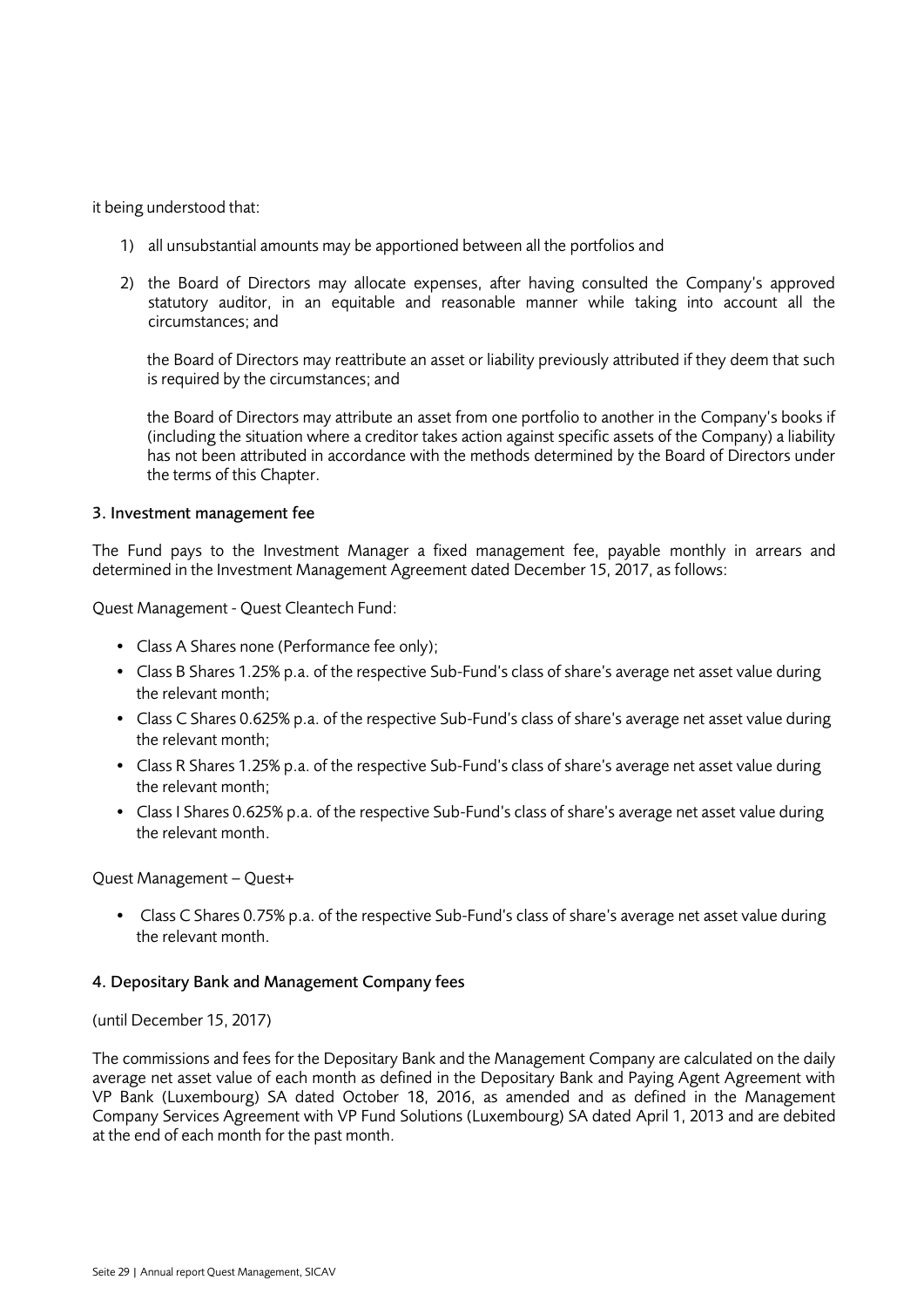it being understood that:

1) all unsubstantial amounts may be apportioned between all the portfolios and

2) the Board of Directors may allocate expenses, after having consulted the Company's approved statutory auditor, in an equitable and reasonable manner while taking into account all the circumstances; and

   the Board of Directors may reattribute an asset or liability previously attributed if they deem that such is required by the circumstances; and

   the Board of Directors may attribute an asset from one portfolio to another in the Company's books if (including the situation where a creditor takes action against specific assets of the Company) a liability has not been attributed in accordance with the methods determined by the Board of Directors under the terms of this Chapter.

### 3. Investment management fee

The Fund pays to the Investment Manager a fixed management fee, payable monthly in arrears and determined in the Investment Management Agreement dated December 15, 2017, as follows:

Quest Management - Quest Cleantech Fund:

- Class A Shares none (Performance fee only);
- Class B Shares 1.25% p.a. of the respective Sub-Fund's class of share's average net asset value during the relevant month;
- Class C Shares 0.625% p.a. of the respective Sub-Fund's class of share's average net asset value during the relevant month;
- Class R Shares 1.25% p.a. of the respective Sub-Fund's class of share's average net asset value during the relevant month;
- Class I Shares 0.625% p.a. of the respective Sub-Fund's class of share's average net asset value during the relevant month.

Quest Management – Quest+

- Class C Shares 0.75% p.a. of the respective Sub-Fund's class of share's average net asset value during the relevant month.

### 4. Depositary Bank and Management Company fees

(until December 15, 2017)

The commissions and fees for the Depositary Bank and the Management Company are calculated on the daily average net asset value of each month as defined in the Depositary Bank and Paying Agent Agreement with VP Bank (Luxembourg) SA dated October 18, 2016, as amended and as defined in the Management Company Services Agreement with VP Fund Solutions (Luxembourg) SA dated April 1, 2013 and are debited at the end of each month for the past month.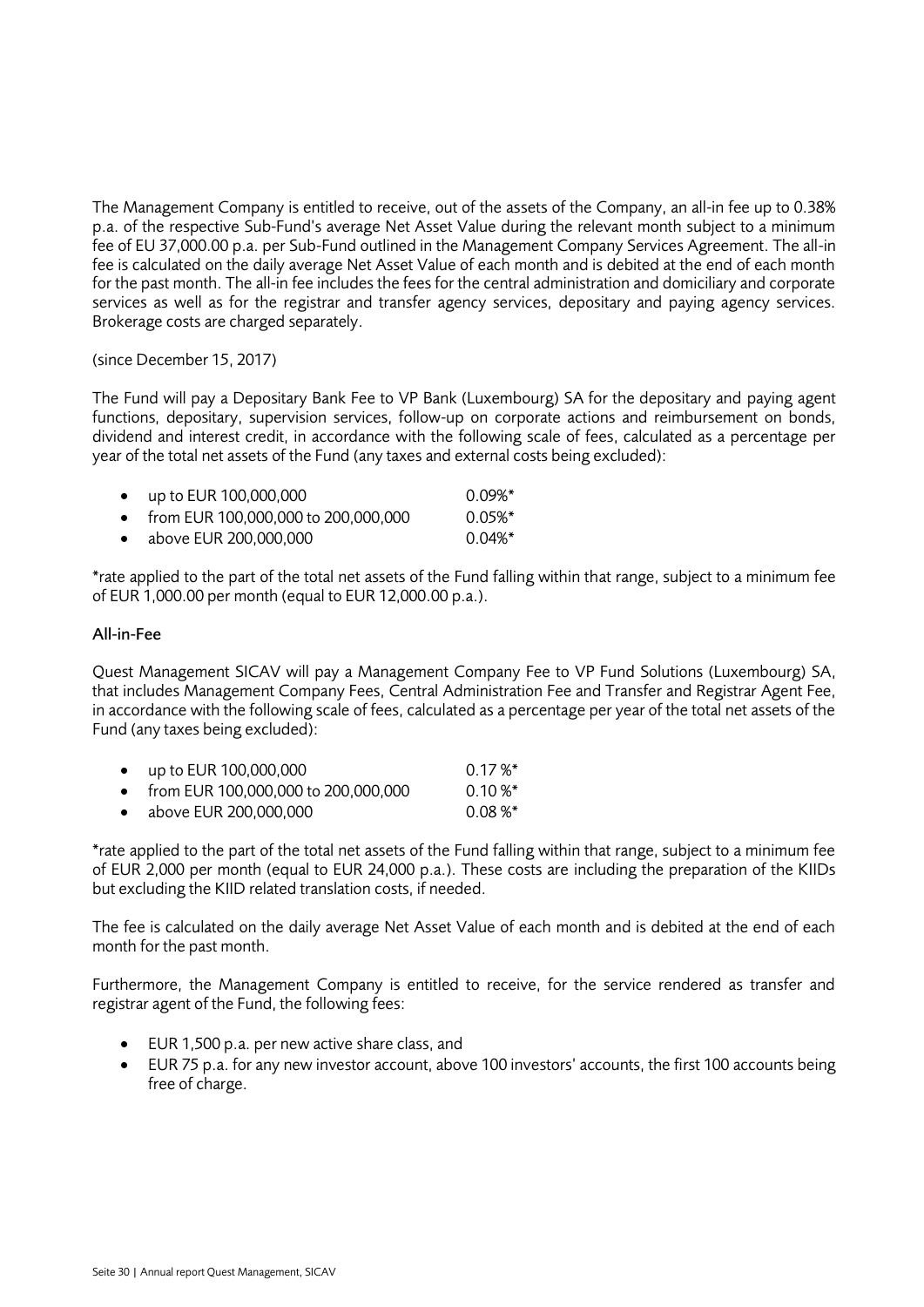The Management Company is entitled to receive, out of the assets of the Company, an all-in fee up to 0.38% p.a. of the respective Sub-Fund's average Net Asset Value during the relevant month subject to a minimum fee of EU 37,000.00 p.a. per Sub-Fund outlined in the Management Company Services Agreement. The all-in fee is calculated on the daily average Net Asset Value of each month and is debited at the end of each month for the past month. The all-in fee includes the fees for the central administration and domiciliary and corporate services as well as for the registrar and transfer agency services, depositary and paying agency services. Brokerage costs are charged separately.

(since December 15, 2017)

The Fund will pay a Depositary Bank Fee to VP Bank (Luxembourg) SA for the depositary and paying agent functions, depositary, supervision services, follow-up on corporate actions and reimbursement on bonds, dividend and interest credit, in accordance with the following scale of fees, calculated as a percentage per year of the total net assets of the Fund (any taxes and external costs being excluded):

- up to EUR 100,000,000 0.09%*
- from EUR 100,000,000 to 200,000,000 0.05%*
- above EUR 200,000,000 0.04%*

*rate applied to the part of the total net assets of the Fund falling within that range, subject to a minimum fee of EUR 1,000.00 per month (equal to EUR 12,000.00 p.a.).

### All-in-Fee

Quest Management SICAV will pay a Management Company Fee to VP Fund Solutions (Luxembourg) SA, that includes Management Company Fees, Central Administration Fee and Transfer and Registrar Agent Fee, in accordance with the following scale of fees, calculated as a percentage per year of the total net assets of the Fund (any taxes being excluded):

- up to EUR 100,000,000 0.17 %*
- from EUR 100,000,000 to 200,000,000 0.10 %*
- above EUR 200,000,000 0.08 %*

*rate applied to the part of the total net assets of the Fund falling within that range, subject to a minimum fee of EUR 2,000 per month (equal to EUR 24,000 p.a.). These costs are including the preparation of the KIIDs but excluding the KIID related translation costs, if needed.

The fee is calculated on the daily average Net Asset Value of each month and is debited at the end of each month for the past month.

Furthermore, the Management Company is entitled to receive, for the service rendered as transfer and registrar agent of the Fund, the following fees:

- EUR 1,500 p.a. per new active share class, and
- EUR 75 p.a. for any new investor account, above 100 investors' accounts, the first 100 accounts being free of charge.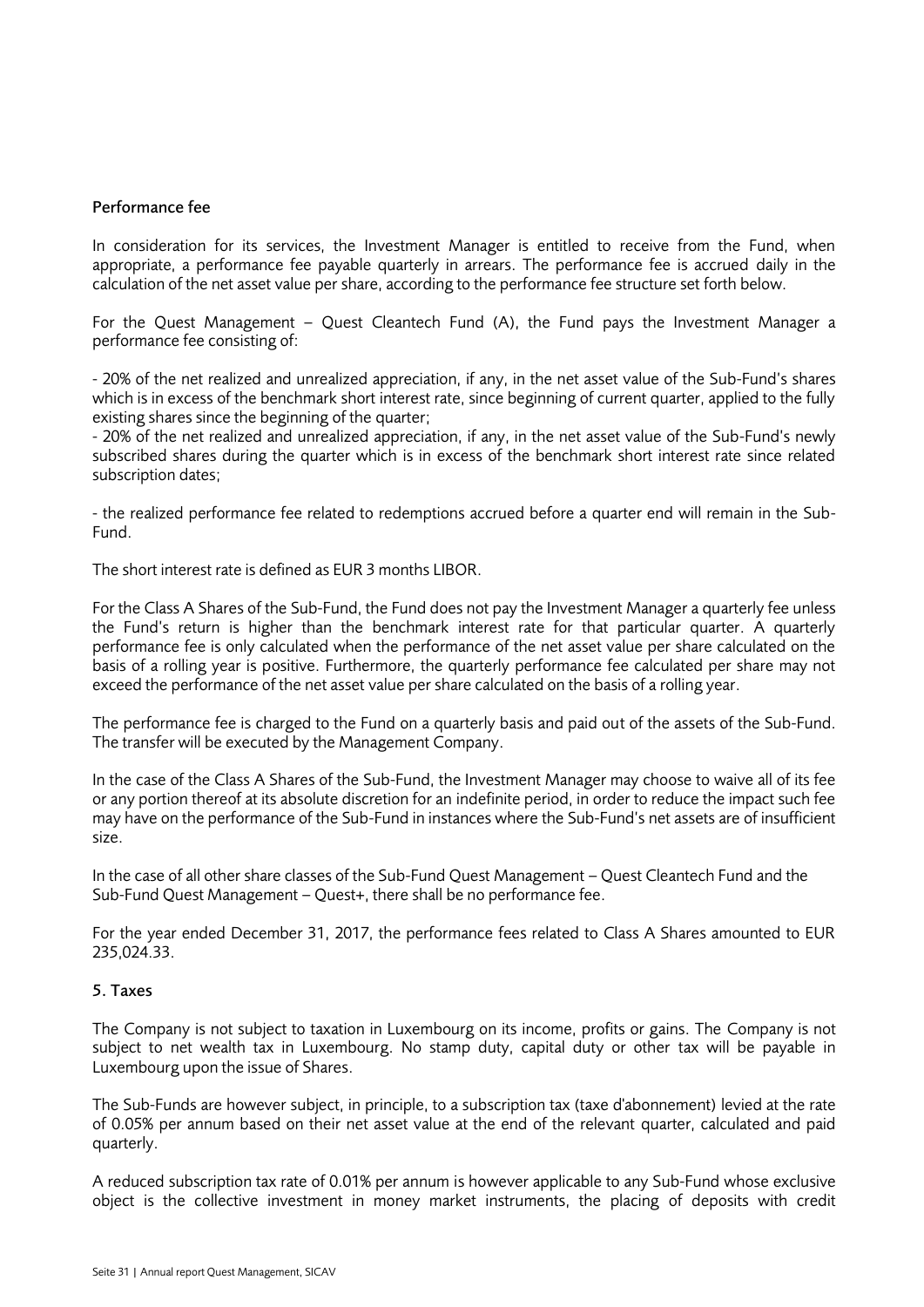### Performance fee

In consideration for its services, the Investment Manager is entitled to receive from the Fund, when appropriate, a performance fee payable quarterly in arrears. The performance fee is accrued daily in the calculation of the net asset value per share, according to the performance fee structure set forth below.

For the Quest Management – Quest Cleantech Fund (A), the Fund pays the Investment Manager a performance fee consisting of:

- 20% of the net realized and unrealized appreciation, if any, in the net asset value of the Sub-Fund's shares which is in excess of the benchmark short interest rate, since beginning of current quarter, applied to the fully existing shares since the beginning of the quarter;
- 20% of the net realized and unrealized appreciation, if any, in the net asset value of the Sub-Fund's newly subscribed shares during the quarter which is in excess of the benchmark short interest rate since related subscription dates;

- the realized performance fee related to redemptions accrued before a quarter end will remain in the Sub-Fund.

The short interest rate is defined as EUR 3 months LIBOR.

For the Class A Shares of the Sub-Fund, the Fund does not pay the Investment Manager a quarterly fee unless the Fund's return is higher than the benchmark interest rate for that particular quarter. A quarterly performance fee is only calculated when the performance of the net asset value per share calculated on the basis of a rolling year is positive. Furthermore, the quarterly performance fee calculated per share may not exceed the performance of the net asset value per share calculated on the basis of a rolling year.

The performance fee is charged to the Fund on a quarterly basis and paid out of the assets of the Sub-Fund. The transfer will be executed by the Management Company.

In the case of the Class A Shares of the Sub-Fund, the Investment Manager may choose to waive all of its fee or any portion thereof at its absolute discretion for an indefinite period, in order to reduce the impact such fee may have on the performance of the Sub-Fund in instances where the Sub-Fund's net assets are of insufficient size.

In the case of all other share classes of the Sub-Fund Quest Management – Quest Cleantech Fund and the Sub-Fund Quest Management – Quest+, there shall be no performance fee.

For the year ended December 31, 2017, the performance fees related to Class A Shares amounted to EUR 235,024.33.

## 5. Taxes

The Company is not subject to taxation in Luxembourg on its income, profits or gains. The Company is not subject to net wealth tax in Luxembourg. No stamp duty, capital duty or other tax will be payable in Luxembourg upon the issue of Shares.

The Sub-Funds are however subject, in principle, to a subscription tax (taxe d'abonnement) levied at the rate of 0.05% per annum based on their net asset value at the end of the relevant quarter, calculated and paid quarterly.

A reduced subscription tax rate of 0.01% per annum is however applicable to any Sub-Fund whose exclusive object is the collective investment in money market instruments, the placing of deposits with credit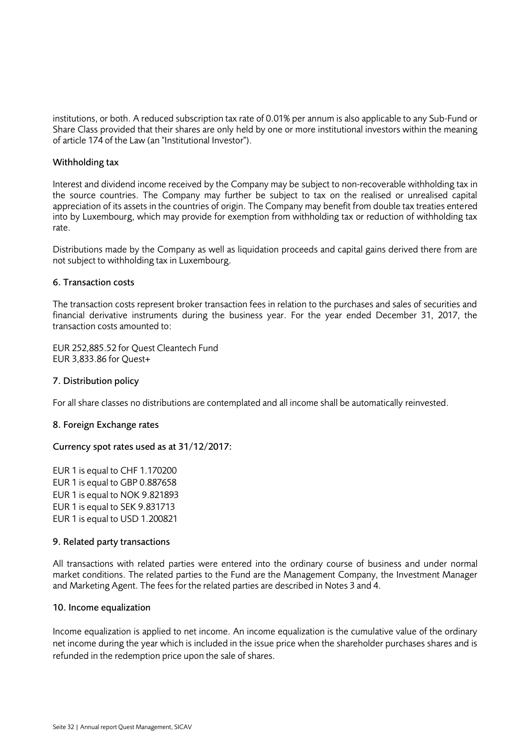institutions, or both. A reduced subscription tax rate of 0.01% per annum is also applicable to any Sub-Fund or Share Class provided that their shares are only held by one or more institutional investors within the meaning of article 174 of the Law (an "Institutional Investor").

### Withholding tax

Interest and dividend income received by the Company may be subject to non-recoverable withholding tax in the source countries. The Company may further be subject to tax on the realised or unrealised capital appreciation of its assets in the countries of origin. The Company may benefit from double tax treaties entered into by Luxembourg, which may provide for exemption from withholding tax or reduction of withholding tax rate.

Distributions made by the Company as well as liquidation proceeds and capital gains derived there from are not subject to withholding tax in Luxembourg.

## 6. Transaction costs

The transaction costs represent broker transaction fees in relation to the purchases and sales of securities and financial derivative instruments during the business year. For the year ended December 31, 2017, the transaction costs amounted to:

EUR 252,885.52 for Quest Cleantech Fund
EUR 3,833.86 for Quest+

## 7. Distribution policy

For all share classes no distributions are contemplated and all income shall be automatically reinvested.

## 8. Foreign Exchange rates

### Currency spot rates used as at 31/12/2017:

EUR 1 is equal to CHF 1.170200
EUR 1 is equal to GBP 0.887658
EUR 1 is equal to NOK 9.821893
EUR 1 is equal to SEK 9.831713
EUR 1 is equal to USD 1.200821

## 9. Related party transactions

All transactions with related parties were entered into the ordinary course of business and under normal market conditions. The related parties to the Fund are the Management Company, the Investment Manager and Marketing Agent. The fees for the related parties are described in Notes 3 and 4.

## 10. Income equalization

Income equalization is applied to net income. An income equalization is the cumulative value of the ordinary net income during the year which is included in the issue price when the shareholder purchases shares and is refunded in the redemption price upon the sale of shares.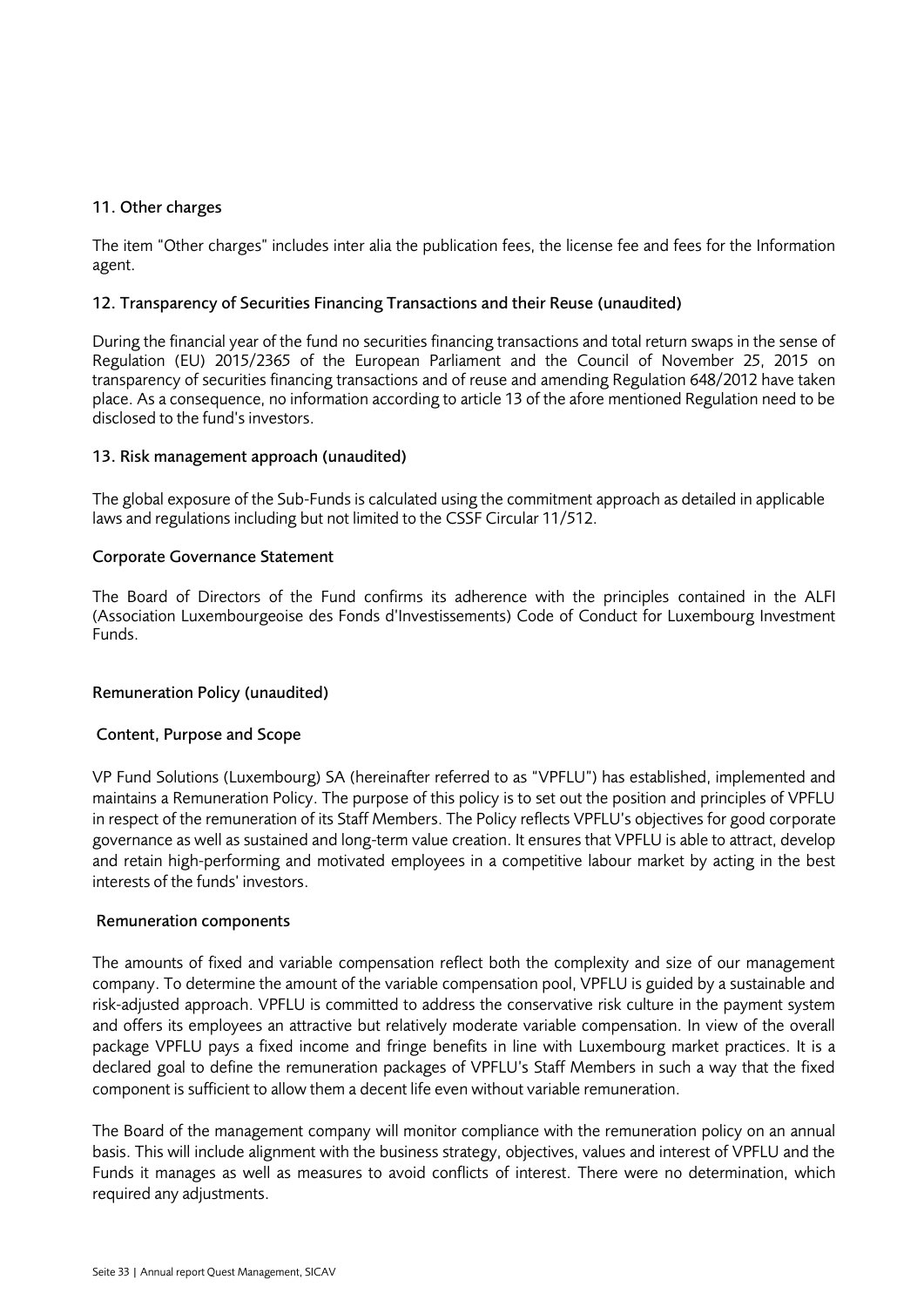## 11. Other charges

The item "Other charges" includes inter alia the publication fees, the license fee and fees for the Information agent.

## 12. Transparency of Securities Financing Transactions and their Reuse (unaudited)

During the financial year of the fund no securities financing transactions and total return swaps in the sense of Regulation (EU) 2015/2365 of the European Parliament and the Council of November 25, 2015 on transparency of securities financing transactions and of reuse and amending Regulation 648/2012 have taken place. As a consequence, no information according to article 13 of the afore mentioned Regulation need to be disclosed to the fund's investors.

## 13. Risk management approach (unaudited)

The global exposure of the Sub-Funds is calculated using the commitment approach as detailed in applicable laws and regulations including but not limited to the CSSF Circular 11/512.

## Corporate Governance Statement

The Board of Directors of the Fund confirms its adherence with the principles contained in the ALFI (Association Luxembourgeoise des Fonds d'Investissements) Code of Conduct for Luxembourg Investment Funds.

## Remuneration Policy (unaudited)

### Content, Purpose and Scope

VP Fund Solutions (Luxembourg) SA (hereinafter referred to as "VPFLU") has established, implemented and maintains a Remuneration Policy. The purpose of this policy is to set out the position and principles of VPFLU in respect of the remuneration of its Staff Members. The Policy reflects VPFLU's objectives for good corporate governance as well as sustained and long-term value creation. It ensures that VPFLU is able to attract, develop and retain high-performing and motivated employees in a competitive labour market by acting in the best interests of the funds' investors.

### Remuneration components

The amounts of fixed and variable compensation reflect both the complexity and size of our management company. To determine the amount of the variable compensation pool, VPFLU is guided by a sustainable and risk-adjusted approach. VPFLU is committed to address the conservative risk culture in the payment system and offers its employees an attractive but relatively moderate variable compensation. In view of the overall package VPFLU pays a fixed income and fringe benefits in line with Luxembourg market practices. It is a declared goal to define the remuneration packages of VPFLU's Staff Members in such a way that the fixed component is sufficient to allow them a decent life even without variable remuneration.

The Board of the management company will monitor compliance with the remuneration policy on an annual basis. This will include alignment with the business strategy, objectives, values and interest of VPFLU and the Funds it manages as well as measures to avoid conflicts of interest. There were no determination, which required any adjustments.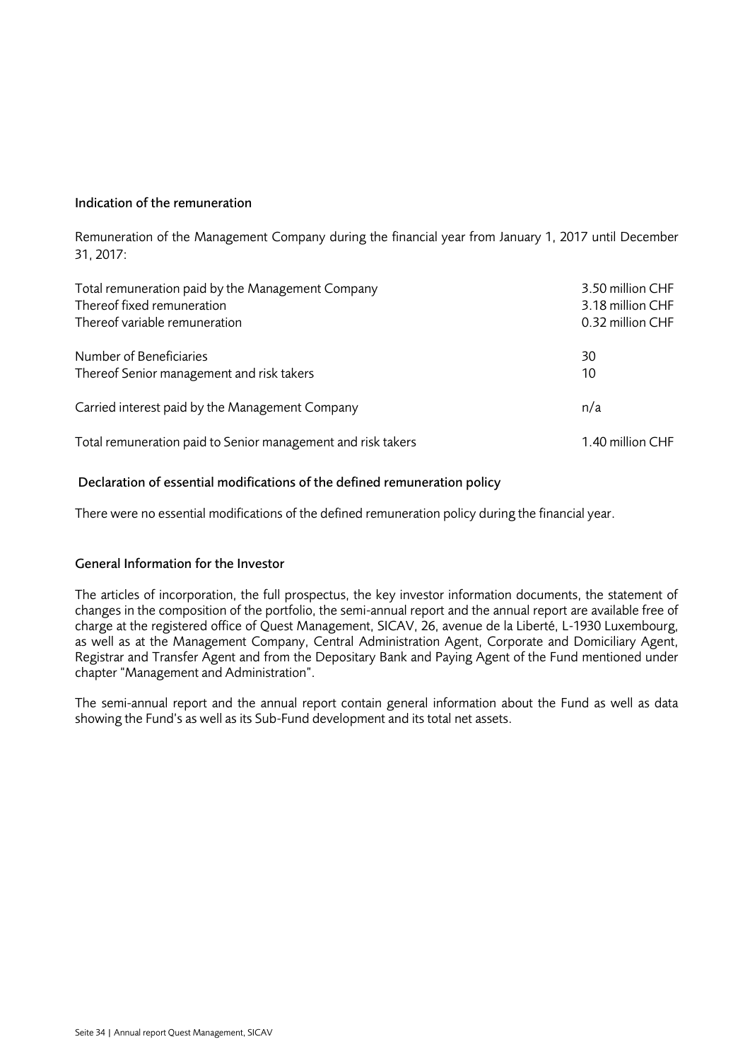## Indication of the remuneration

Remuneration of the Management Company during the financial year from January 1, 2017 until December 31, 2017:

| | |
|---|---|
| Total remuneration paid by the Management Company | 3.50 million CHF |
| Thereof fixed remuneration | 3.18 million CHF |
| Thereof variable remuneration | 0.32 million CHF |
| | |
| Number of Beneficiaries | 30 |
| Thereof Senior management and risk takers | 10 |
| | |
| Carried interest paid by the Management Company | n/a |
| | |
| Total remuneration paid to Senior management and risk takers | 1.40 million CHF |

## Declaration of essential modifications of the defined remuneration policy

There were no essential modifications of the defined remuneration policy during the financial year.

## General Information for the Investor

The articles of incorporation, the full prospectus, the key investor information documents, the statement of changes in the composition of the portfolio, the semi-annual report and the annual report are available free of charge at the registered office of Quest Management, SICAV, 26, avenue de la Liberté, L-1930 Luxembourg, as well as at the Management Company, Central Administration Agent, Corporate and Domiciliary Agent, Registrar and Transfer Agent and from the Depositary Bank and Paying Agent of the Fund mentioned under chapter "Management and Administration".

The semi-annual report and the annual report contain general information about the Fund as well as data showing the Fund's as well as its Sub-Fund development and its total net assets.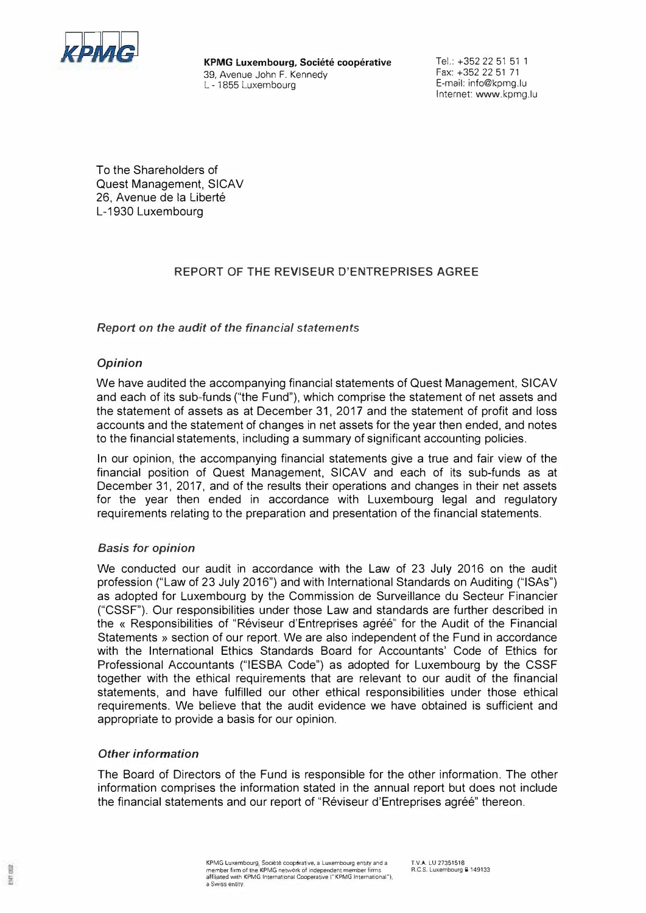**KPMG Luxembourg, Société coopérative**
39, Avenue John F. Kennedy
L - 1855 Luxembourg

Tel.: +352 22 51 51 1
Fax: +352 22 51 71
E-mail: info@kpmg.lu
Internet: www.kpmg.lu

To the Shareholders of
Quest Management, SICAV
26, Avenue de la Liberté
L-1930 Luxembourg

# REPORT OF THE REVISEUR D'ENTREPRISES AGREE

## *Report on the audit of the financial statements*

### *Opinion*

We have audited the accompanying financial statements of Quest Management, SICAV and each of its sub-funds ("the Fund"), which comprise the statement of net assets and the statement of assets as at December 31, 2017 and the statement of profit and loss accounts and the statement of changes in net assets for the year then ended, and notes to the financial statements, including a summary of significant accounting policies.

In our opinion, the accompanying financial statements give a true and fair view of the financial position of Quest Management, SICAV and each of its sub-funds as at December 31, 2017, and of the results their operations and changes in their net assets for the year then ended in accordance with Luxembourg legal and regulatory requirements relating to the preparation and presentation of the financial statements.

### *Basis for opinion*

We conducted our audit in accordance with the Law of 23 July 2016 on the audit profession ("Law of 23 July 2016") and with International Standards on Auditing ("ISAs") as adopted for Luxembourg by the Commission de Surveillance du Secteur Financier ("CSSF"). Our responsibilities under those Law and standards are further described in the « Responsibilities of "Réviseur d'Entreprises agréé" for the Audit of the Financial Statements » section of our report. We are also independent of the Fund in accordance with the International Ethics Standards Board for Accountants' Code of Ethics for Professional Accountants ("IESBA Code") as adopted for Luxembourg by the CSSF together with the ethical requirements that are relevant to our audit of the financial statements, and have fulfilled our other ethical responsibilities under those ethical requirements. We believe that the audit evidence we have obtained is sufficient and appropriate to provide a basis for our opinion.

### *Other information*

The Board of Directors of the Fund is responsible for the other information. The other information comprises the information stated in the annual report but does not include the financial statements and our report of "Réviseur d'Entreprises agréé" thereon.

KPMG Luxembourg, Société coopérative, a Luxembourg entity and a member firm of the KPMG network of independent member firms affiliated with KPMG International Cooperative ("KPMG International"), a Swiss entity.

T.V.A. LU 27351518
R.C.S. Luxembourg B 149133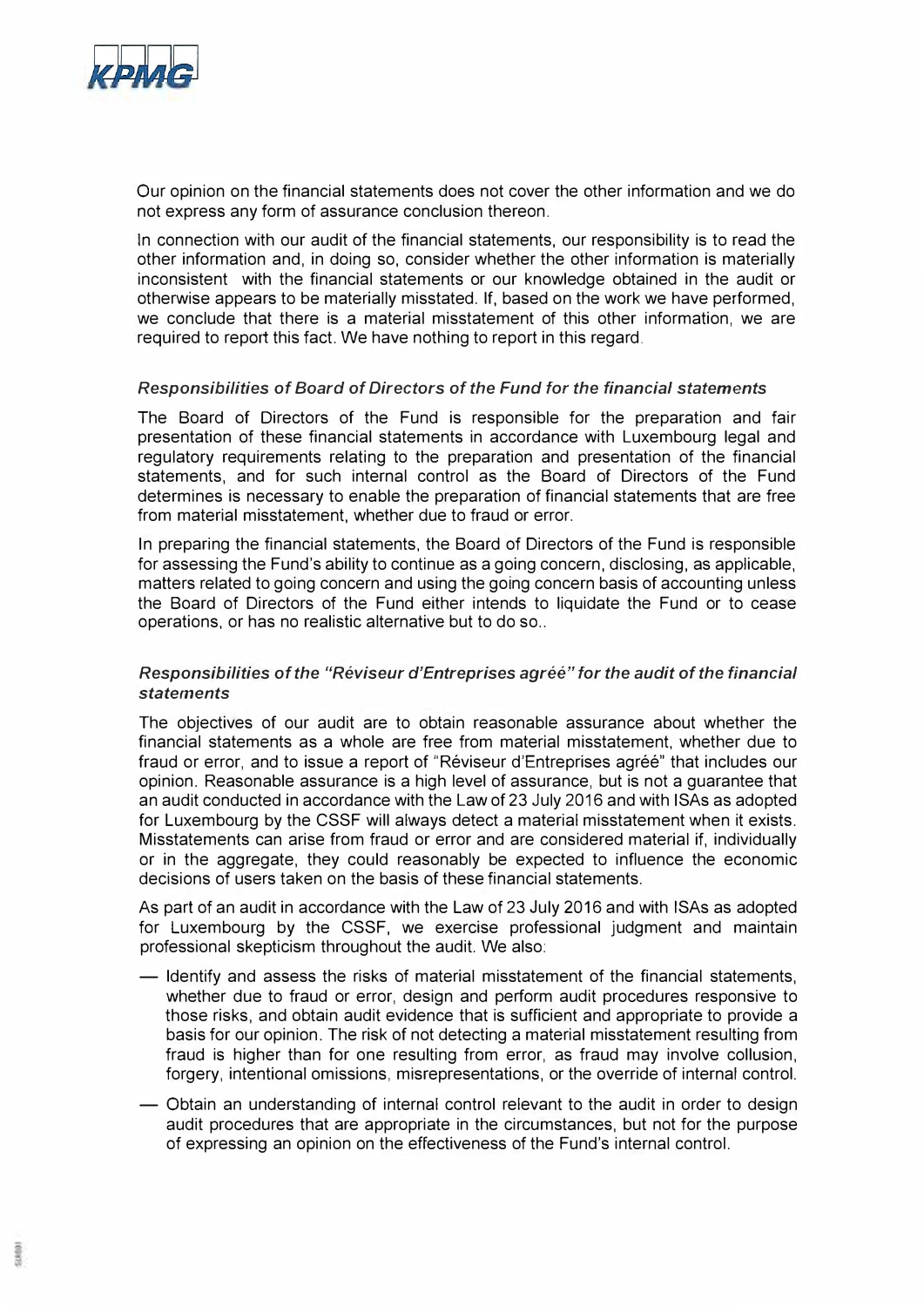Our opinion on the financial statements does not cover the other information and we do not express any form of assurance conclusion thereon.

In connection with our audit of the financial statements, our responsibility is to read the other information and, in doing so, consider whether the other information is materially inconsistent with the financial statements or our knowledge obtained in the audit or otherwise appears to be materially misstated. If, based on the work we have performed, we conclude that there is a material misstatement of this other information, we are required to report this fact. We have nothing to report in this regard.

### *Responsibilities of Board of Directors of the Fund for the financial statements*

The Board of Directors of the Fund is responsible for the preparation and fair presentation of these financial statements in accordance with Luxembourg legal and regulatory requirements relating to the preparation and presentation of the financial statements, and for such internal control as the Board of Directors of the Fund determines is necessary to enable the preparation of financial statements that are free from material misstatement, whether due to fraud or error.

In preparing the financial statements, the Board of Directors of the Fund is responsible for assessing the Fund's ability to continue as a going concern, disclosing, as applicable, matters related to going concern and using the going concern basis of accounting unless the Board of Directors of the Fund either intends to liquidate the Fund or to cease operations, or has no realistic alternative but to do so..

### *Responsibilities of the "Réviseur d'Entreprises agréé" for the audit of the financial statements*

The objectives of our audit are to obtain reasonable assurance about whether the financial statements as a whole are free from material misstatement, whether due to fraud or error, and to issue a report of "Réviseur d'Entreprises agréé" that includes our opinion. Reasonable assurance is a high level of assurance, but is not a guarantee that an audit conducted in accordance with the Law of 23 July 2016 and with ISAs as adopted for Luxembourg by the CSSF will always detect a material misstatement when it exists. Misstatements can arise from fraud or error and are considered material if, individually or in the aggregate, they could reasonably be expected to influence the economic decisions of users taken on the basis of these financial statements.

As part of an audit in accordance with the Law of 23 July 2016 and with ISAs as adopted for Luxembourg by the CSSF, we exercise professional judgment and maintain professional skepticism throughout the audit. We also:

- Identify and assess the risks of material misstatement of the financial statements, whether due to fraud or error, design and perform audit procedures responsive to those risks, and obtain audit evidence that is sufficient and appropriate to provide a basis for our opinion. The risk of not detecting a material misstatement resulting from fraud is higher than for one resulting from error, as fraud may involve collusion, forgery, intentional omissions, misrepresentations, or the override of internal control.
- Obtain an understanding of internal control relevant to the audit in order to design audit procedures that are appropriate in the circumstances, but not for the purpose of expressing an opinion on the effectiveness of the Fund's internal control.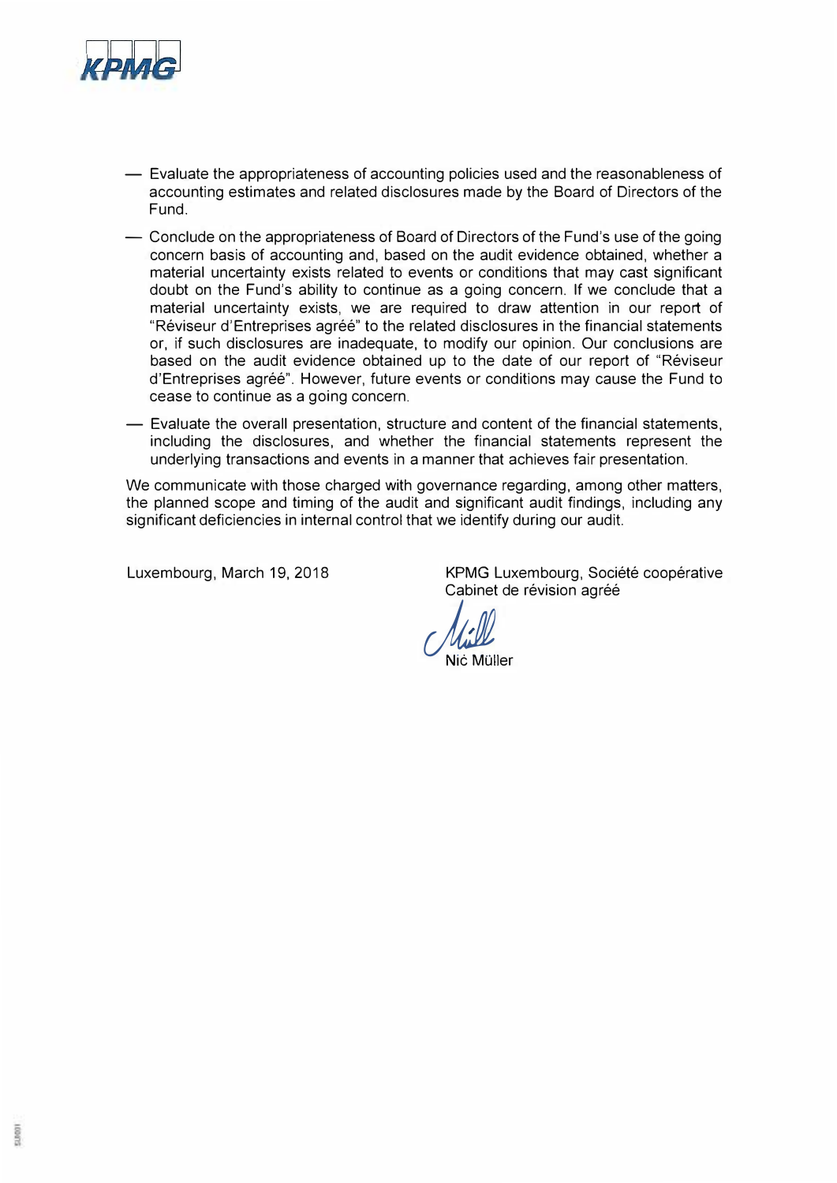- Evaluate the appropriateness of accounting policies used and the reasonableness of accounting estimates and related disclosures made by the Board of Directors of the Fund.
- Conclude on the appropriateness of Board of Directors of the Fund's use of the going concern basis of accounting and, based on the audit evidence obtained, whether a material uncertainty exists related to events or conditions that may cast significant doubt on the Fund's ability to continue as a going concern. If we conclude that a material uncertainty exists, we are required to draw attention in our report of "Réviseur d'Entreprises agréé" to the related disclosures in the financial statements or, if such disclosures are inadequate, to modify our opinion. Our conclusions are based on the audit evidence obtained up to the date of our report of "Réviseur d'Entreprises agréé". However, future events or conditions may cause the Fund to cease to continue as a going concern.
- Evaluate the overall presentation, structure and content of the financial statements, including the disclosures, and whether the financial statements represent the underlying transactions and events in a manner that achieves fair presentation.

We communicate with those charged with governance regarding, among other matters, the planned scope and timing of the audit and significant audit findings, including any significant deficiencies in internal control that we identify during our audit.

Luxembourg, March 19, 2018

KPMG Luxembourg, Société coopérative
Cabinet de révision agréé

Nic Müller